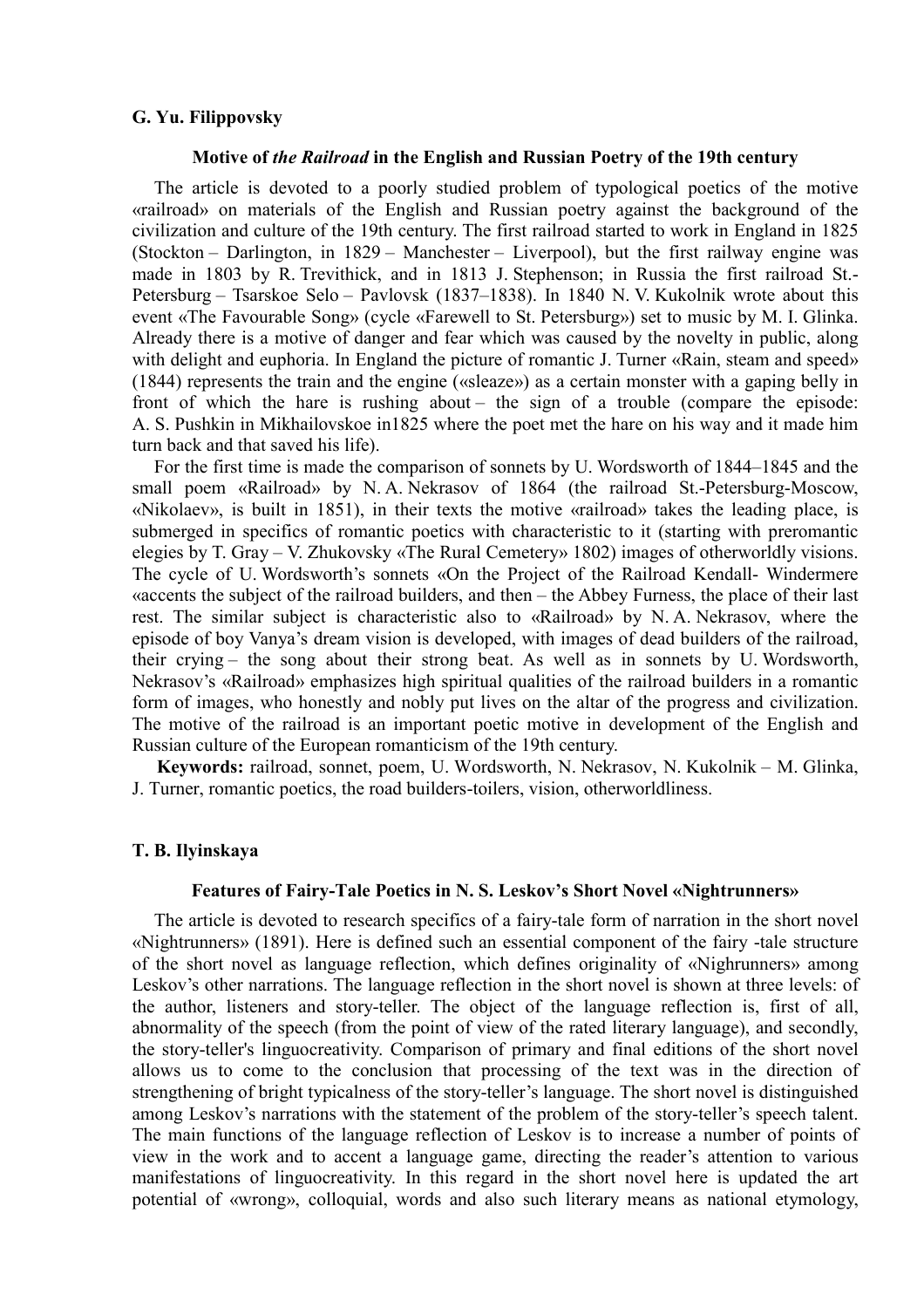**G. Yu. Filippovsky**

### Motive of *the Railroad* in the English and Russian Poetry of the 19th century

The article is devoted to a poorly studied problem of typological poetics of the motive «railroad» on materials of the English and Russian poetry against the background of the civilization and culture of the 19th century. The first railroad started to work in England in 1825 (Stockton – Darlington, in 1829 – Manchester – Liverpool), but the first railway engine was made in 1803 by R. Trevithick, and in 1813 J. Stephenson; in Russia the first railroad St.-Petersburg – Tsarskoe Selo – Pavlovsk (1837–1838). In 1840 N. V. Kukolnik wrote about this event «The Favourable Song» (cycle «Farewell to St. Petersburg») set to music by M. I. Glinka. Already there is a motive of danger and fear which was caused by the novelty in public, along with delight and euphoria. In England the picture of romantic J. Turner «Rain, steam and speed» (1844) represents the train and the engine («sleaze») as a certain monster with a gaping belly in front of which the hare is rushing about – the sign of a trouble (compare the episode: A. S. Pushkin in Mikhailovskoe in1825 where the poet met the hare on his way and it made him turn back and that saved his life).

For the first time is made the comparison of sonnets by U. Wordsworth of 1844–1845 and the small poem «Railroad» by N. A. Nekrasov of 1864 (the railroad St.-Petersburg-Moscow, «Nikolaev», is built in 1851), in their texts the motive «railroad» takes the leading place, is submerged in specifics of romantic poetics with characteristic to it (starting with preromantic elegies by T. Gray – V. Zhukovsky «The Rural Cemetery» 1802) images of otherworldly visions. The cycle of U. Wordsworth's sonnets «On the Project of the Railroad Kendall- Windermere «accents the subject of the railroad builders, and then – the Abbey Furness, the place of their last rest. The similar subject is characteristic also to «Railroad» by N. A. Nekrasov, where the episode of boy Vanya's dream vision is developed, with images of dead builders of the railroad, their crying – the song about their strong beat. As well as in sonnets by U. Wordsworth, Nekrasov's «Railroad» emphasizes high spiritual qualities of the railroad builders in a romantic form of images, who honestly and nobly put lives on the altar of the progress and civilization. The motive of the railroad is an important poetic motive in development of the English and Russian culture of the European romanticism of the 19th century.

**Keywords:** railroad, sonnet, poem, U. Wordsworth, N. Nekrasov, N. Kukolnik – M. Glinka, J. Turner, romantic poetics, the road builders-toilers, vision, otherworldliness.

**T. B. Ilyinskaya**

### Features of Fairy-Tale Poetics in N. S. Leskov's Short Novel «Nightrunners»

The article is devoted to research specifics of a fairy-tale form of narration in the short novel «Nightrunners» (1891). Here is defined such an essential component of the fairy -tale structure of the short novel as language reflection, which defines originality of «Nighrunners» among Leskov's other narrations. The language reflection in the short novel is shown at three levels: of the author, listeners and story-teller. The object of the language reflection is, first of all, abnormality of the speech (from the point of view of the rated literary language), and secondly, the story-teller's linguocreativity. Comparison of primary and final editions of the short novel allows us to come to the conclusion that processing of the text was in the direction of strengthening of bright typicalness of the story-teller's language. The short novel is distinguished among Leskov's narrations with the statement of the problem of the story-teller's speech talent. The main functions of the language reflection of Leskov is to increase a number of points of view in the work and to accent a language game, directing the reader's attention to various manifestations of linguocreativity. In this regard in the short novel here is updated the art potential of «wrong», colloquial, words and also such literary means as national etymology,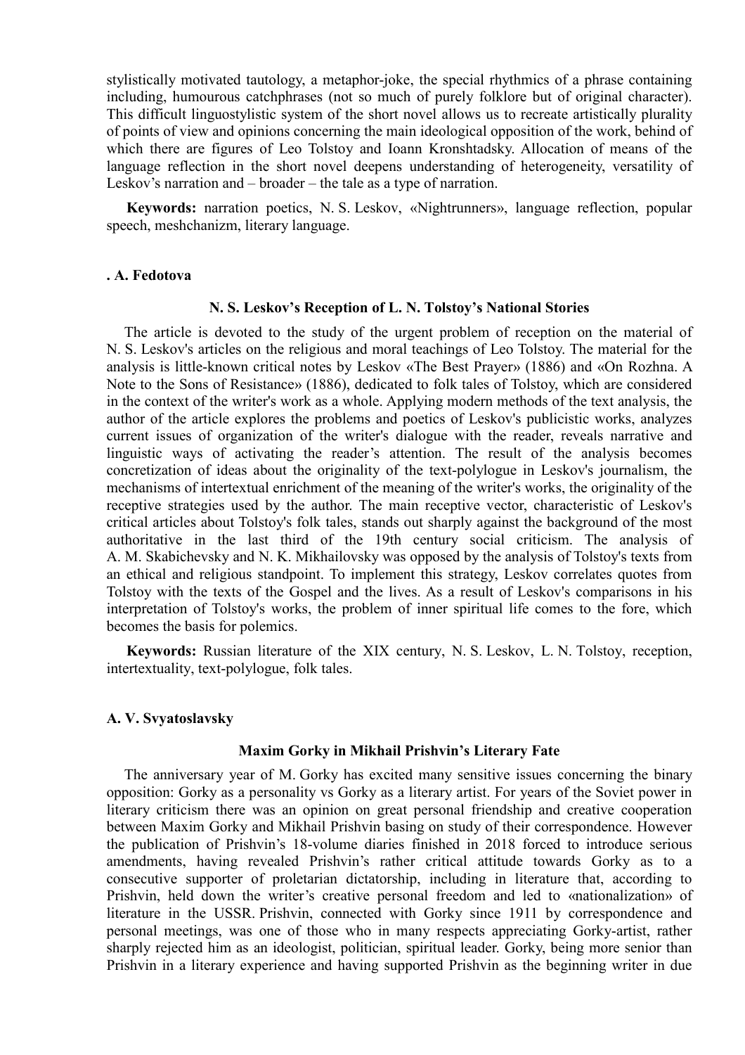stylistically motivated tautology, a metaphor-joke, the special rhythmics of a phrase containing including, humourous catchphrases (not so much of purely folklore but of original character). This difficult linguostylistic system of the short novel allows us to recreate artistically plurality of points of view and opinions concerning the main ideological opposition of the work, behind of which there are figures of Leo Tolstoy and Ioann Kronshtadsky. Allocation of means of the language reflection in the short novel deepens understanding of heterogeneity, versatility of Leskov's narration and – broader – the tale as a type of narration.

**Keywords:** narration poetics, N. S. Leskov, «Nightrunners», language reflection, popular speech, meshchanizm, literary language.

**. A. Fedotova**

### N. S. Leskov's Reception of L. N. Tolstoy's National Stories

The article is devoted to the study of the urgent problem of reception on the material of N. S. Leskov's articles on the religious and moral teachings of Leo Tolstoy. The material for the analysis is little-known critical notes by Leskov «The Best Prayer» (1886) and «On Rozhna. A Note to the Sons of Resistance» (1886), dedicated to folk tales of Tolstoy, which are considered in the context of the writer's work as a whole. Applying modern methods of the text analysis, the author of the article explores the problems and poetics of Leskov's publicistic works, analyzes current issues of organization of the writer's dialogue with the reader, reveals narrative and linguistic ways of activating the reader's attention. The result of the analysis becomes concretization of ideas about the originality of the text-polylogue in Leskov's journalism, the mechanisms of intertextual enrichment of the meaning of the writer's works, the originality of the receptive strategies used by the author. The main receptive vector, characteristic of Leskov's critical articles about Tolstoy's folk tales, stands out sharply against the background of the most authoritative in the last third of the 19th century social criticism. The analysis of A. M. Skabichevsky and N. K. Mikhailovsky was opposed by the analysis of Tolstoy's texts from an ethical and religious standpoint. To implement this strategy, Leskov correlates quotes from Tolstoy with the texts of the Gospel and the lives. As a result of Leskov's comparisons in his interpretation of Tolstoy's works, the problem of inner spiritual life comes to the fore, which becomes the basis for polemics.

**Keywords:** Russian literature of the XIX century, N. S. Leskov, L. N. Tolstoy, reception, intertextuality, text-polylogue, folk tales.

**A. V. Svyatoslavsky**

### Maxim Gorky in Mikhail Prishvin's Literary Fate

The anniversary year of M. Gorky has excited many sensitive issues concerning the binary opposition: Gorky as a personality vs Gorky as a literary artist. For years of the Soviet power in literary criticism there was an opinion on great personal friendship and creative cooperation between Maxim Gorky and Mikhail Prishvin basing on study of their correspondence. However the publication of Prishvin's 18-volume diaries finished in 2018 forced to introduce serious amendments, having revealed Prishvin's rather critical attitude towards Gorky as to a consecutive supporter of proletarian dictatorship, including in literature that, according to Prishvin, held down the writer's creative personal freedom and led to «nationalization» of literature in the USSR. Prishvin, connected with Gorky since 1911 by correspondence and personal meetings, was one of those who in many respects appreciating Gorky-artist, rather sharply rejected him as an ideologist, politician, spiritual leader. Gorky, being more senior than Prishvin in a literary experience and having supported Prishvin as the beginning writer in due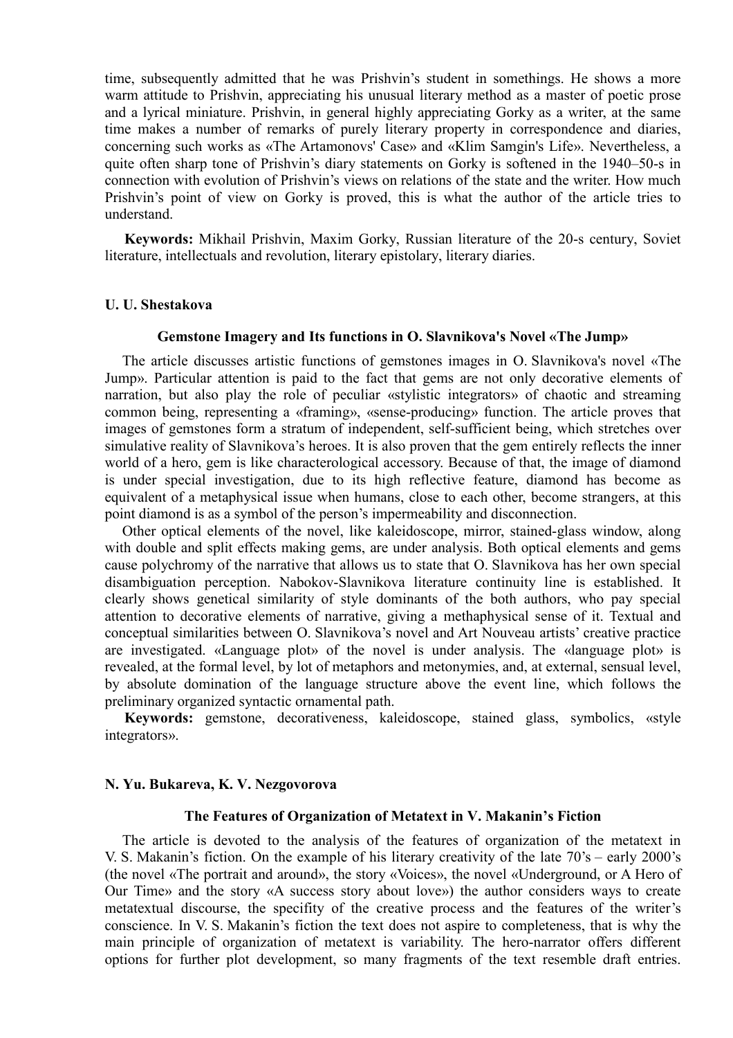time, subsequently admitted that he was Prishvin's student in somethings. He shows a more warm attitude to Prishvin, appreciating his unusual literary method as a master of poetic prose and a lyrical miniature. Prishvin, in general highly appreciating Gorky as a writer, at the same time makes a number of remarks of purely literary property in correspondence and diaries, concerning such works as «The Artamonovs' Case» and «Klim Samgin's Life». Nevertheless, a quite often sharp tone of Prishvin's diary statements on Gorky is softened in the 1940–50-s in connection with evolution of Prishvin's views on relations of the state and the writer. How much Prishvin's point of view on Gorky is proved, this is what the author of the article tries to understand.

**Keywords:** Mikhail Prishvin, Maxim Gorky, Russian literature of the 20-s century, Soviet literature, intellectuals and revolution, literary epistolary, literary diaries.

**U. U. Shestakova**

### Gemstone Imagery and Its functions in O. Slavnikova's Novel «The Jump»

The article discusses artistic functions of gemstones images in O. Slavnikova's novel «The Jump». Particular attention is paid to the fact that gems are not only decorative elements of narration, but also play the role of peculiar «stylistic integrators» of chaotic and streaming common being, representing a «framing», «sense-producing» function. The article proves that images of gemstones form a stratum of independent, self-sufficient being, which stretches over simulative reality of Slavnikova's heroes. It is also proven that the gem entirely reflects the inner world of a hero, gem is like characterological accessory. Because of that, the image of diamond is under special investigation, due to its high reflective feature, diamond has become as equivalent of a metaphysical issue when humans, close to each other, become strangers, at this point diamond is as a symbol of the person's impermeability and disconnection.

Other optical elements of the novel, like kaleidoscope, mirror, stained-glass window, along with double and split effects making gems, are under analysis. Both optical elements and gems cause polychromy of the narrative that allows us to state that O. Slavnikova has her own special disambiguation perception. Nabokov-Slavnikova literature continuity line is established. It clearly shows genetical similarity of style dominants of the both authors, who pay special attention to decorative elements of narrative, giving a methaphysical sense of it. Textual and conceptual similarities between O. Slavnikova's novel and Art Nouveau artists' creative practice are investigated. «Language plot» of the novel is under analysis. The «language plot» is revealed, at the formal level, by lot of metaphors and metonymies, and, at external, sensual level, by absolute domination of the language structure above the event line, which follows the preliminary organized syntactic ornamental path.

**Keywords:** gemstone, decorativeness, kaleidoscope, stained glass, symbolics, «style integrators».

**N. Yu. Bukareva, K. V. Nezgovorova**

### The Features of Organization of Metatext in V. Makanin's Fiction

The article is devoted to the analysis of the features of organization of the metatext in V. S. Makanin's fiction. On the example of his literary creativity of the late 70's – early 2000's (the novel «The portrait and around», the story «Voices», the novel «Underground, or A Hero of Our Time» and the story «A success story about love») the author considers ways to create metatextual discourse, the specifity of the creative process and the features of the writer's conscience. In V. S. Makanin's fiction the text does not aspire to completeness, that is why the main principle of organization of metatext is variability. The hero-narrator offers different options for further plot development, so many fragments of the text resemble draft entries.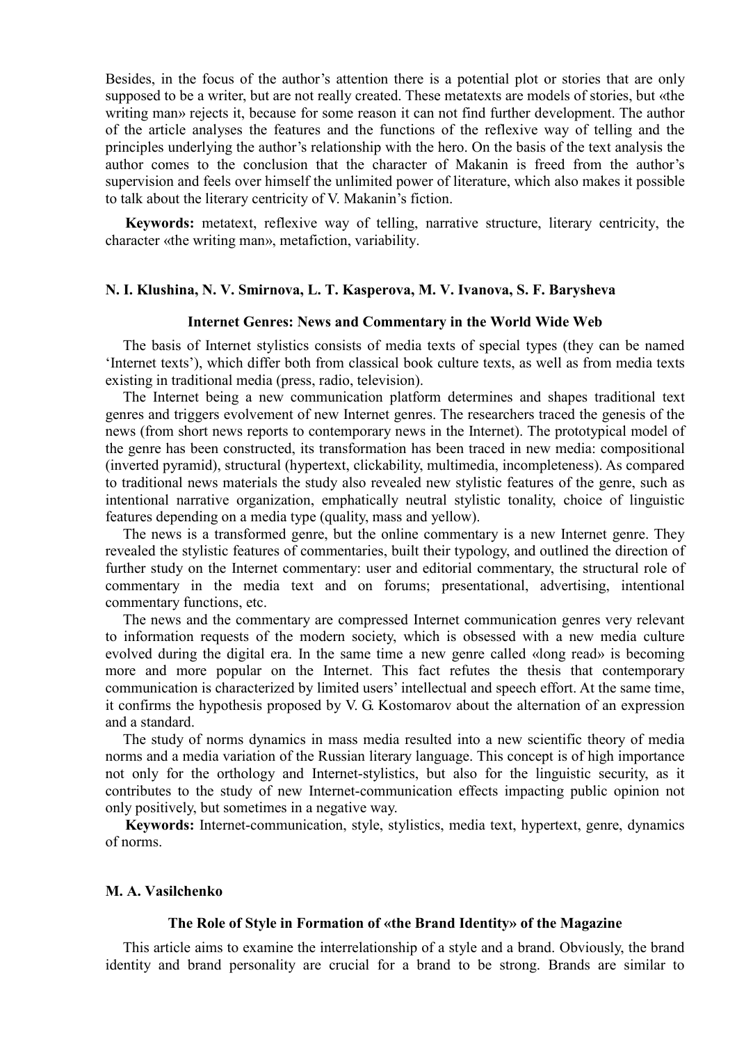Besides, in the focus of the author's attention there is a potential plot or stories that are only supposed to be a writer, but are not really created. These metatexts are models of stories, but «the writing man» rejects it, because for some reason it can not find further development. The author of the article analyses the features and the functions of the reflexive way of telling and the principles underlying the author's relationship with the hero. On the basis of the text analysis the author comes to the conclusion that the character of Makanin is freed from the author's supervision and feels over himself the unlimited power of literature, which also makes it possible to talk about the literary centricity of V. Makanin's fiction.

**Keywords:** metatext, reflexive way of telling, narrative structure, literary centricity, the character «the writing man», metafiction, variability.

**N. I. Klushina, N. V. Smirnova, L. T. Kasperova, M. V. Ivanova, S. F. Barysheva**

### Internet Genres: News and Commentary in the World Wide Web

The basis of Internet stylistics consists of media texts of special types (they can be named 'Internet texts'), which differ both from classical book culture texts, as well as from media texts existing in traditional media (press, radio, television).

The Internet being a new communication platform determines and shapes traditional text genres and triggers evolvement of new Internet genres. The researchers traced the genesis of the news (from short news reports to contemporary news in the Internet). The prototypical model of the genre has been constructed, its transformation has been traced in new media: compositional (inverted pyramid), structural (hypertext, clickability, multimedia, incompleteness). As compared to traditional news materials the study also revealed new stylistic features of the genre, such as intentional narrative organization, emphatically neutral stylistic tonality, choice of linguistic features depending on a media type (quality, mass and yellow).

The news is a transformed genre, but the online commentary is a new Internet genre. They revealed the stylistic features of commentaries, built their typology, and outlined the direction of further study on the Internet commentary: user and editorial commentary, the structural role of commentary in the media text and on forums; presentational, advertising, intentional commentary functions, etc.

The news and the commentary are compressed Internet communication genres very relevant to information requests of the modern society, which is obsessed with a new media culture evolved during the digital era. In the same time a new genre called «long read» is becoming more and more popular on the Internet. This fact refutes the thesis that contemporary communication is characterized by limited users' intellectual and speech effort. At the same time, it confirms the hypothesis proposed by V. G. Kostomarov about the alternation of an expression and a standard.

The study of norms dynamics in mass media resulted into a new scientific theory of media norms and a media variation of the Russian literary language. This concept is of high importance not only for the orthology and Internet-stylistics, but also for the linguistic security, as it contributes to the study of new Internet-communication effects impacting public opinion not only positively, but sometimes in a negative way.

**Keywords:** Internet-communication, style, stylistics, media text, hypertext, genre, dynamics of norms.

**M. A. Vasilchenko**

### The Role of Style in Formation of «the Brand Identity» of the Magazine

This article aims to examine the interrelationship of a style and a brand. Obviously, the brand identity and brand personality are crucial for a brand to be strong. Brands are similar to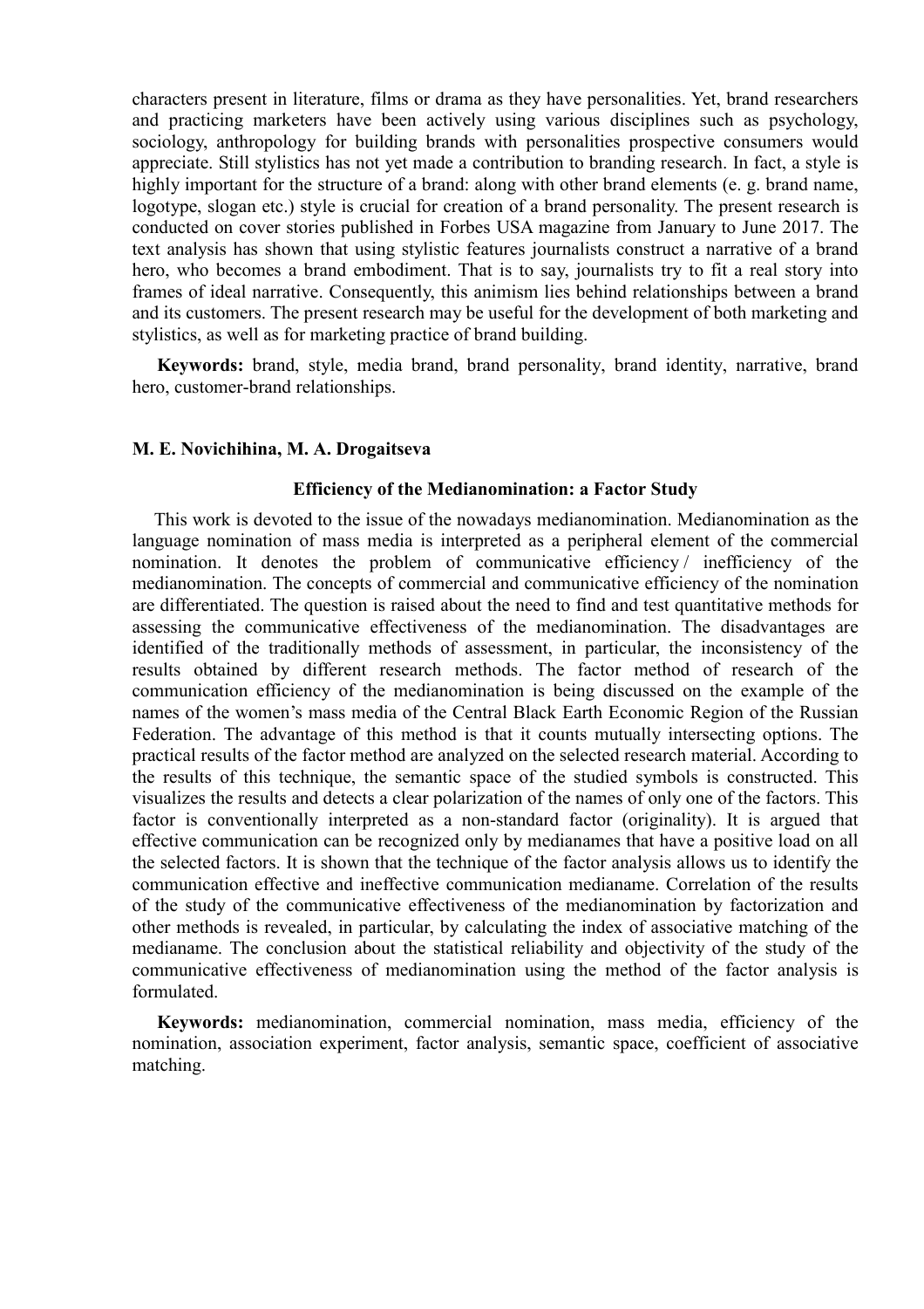characters present in literature, films or drama as they have personalities. Yet, brand researchers and practicing marketers have been actively using various disciplines such as psychology, sociology, anthropology for building brands with personalities prospective consumers would appreciate. Still stylistics has not yet made a contribution to branding research. In fact, a style is highly important for the structure of a brand: along with other brand elements (e. g. brand name, logotype, slogan etc.) style is crucial for creation of a brand personality. The present research is conducted on cover stories published in Forbes USA magazine from January to June 2017. The text analysis has shown that using stylistic features journalists construct a narrative of a brand hero, who becomes a brand embodiment. That is to say, journalists try to fit a real story into frames of ideal narrative. Consequently, this animism lies behind relationships between a brand and its customers. The present research may be useful for the development of both marketing and stylistics, as well as for marketing practice of brand building.

**Keywords:** brand, style, media brand, brand personality, brand identity, narrative, brand hero, customer-brand relationships.

**M. E. Novichihina, M. A. Drogaitseva**

### Efficiency of the Medianomination: a Factor Study

This work is devoted to the issue of the nowadays medianomination. Medianomination as the language nomination of mass media is interpreted as a peripheral element of the commercial nomination. It denotes the problem of communicative efficiency / inefficiency of the medianomination. The concepts of commercial and communicative efficiency of the nomination are differentiated. The question is raised about the need to find and test quantitative methods for assessing the communicative effectiveness of the medianomination. The disadvantages are identified of the traditionally methods of assessment, in particular, the inconsistency of the results obtained by different research methods. The factor method of research of the communication efficiency of the medianomination is being discussed on the example of the names of the women's mass media of the Central Black Earth Economic Region of the Russian Federation. The advantage of this method is that it counts mutually intersecting options. The practical results of the factor method are analyzed on the selected research material. According to the results of this technique, the semantic space of the studied symbols is constructed. This visualizes the results and detects a clear polarization of the names of only one of the factors. This factor is conventionally interpreted as a non-standard factor (originality). It is argued that effective communication can be recognized only by medianames that have a positive load on all the selected factors. It is shown that the technique of the factor analysis allows us to identify the communication effective and ineffective communication medianame. Correlation of the results of the study of the communicative effectiveness of the medianomination by factorization and other methods is revealed, in particular, by calculating the index of associative matching of the medianame. The conclusion about the statistical reliability and objectivity of the study of the communicative effectiveness of medianomination using the method of the factor analysis is formulated.

**Keywords:** medianomination, commercial nomination, mass media, efficiency of the nomination, association experiment, factor analysis, semantic space, coefficient of associative matching.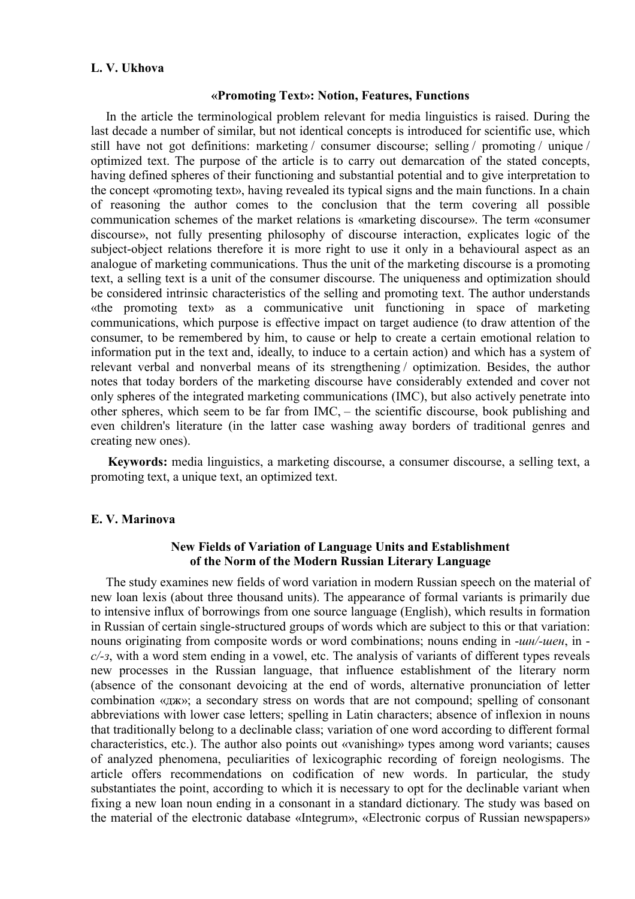**L. V. Ukhova**

### «Promoting Text»: Notion, Features, Functions

In the article the terminological problem relevant for media linguistics is raised. During the last decade a number of similar, but not identical concepts is introduced for scientific use, which still have not got definitions: marketing / consumer discourse; selling / promoting / unique / optimized text. The purpose of the article is to carry out demarcation of the stated concepts, having defined spheres of their functioning and substantial potential and to give interpretation to the concept «promoting text», having revealed its typical signs and the main functions. In a chain of reasoning the author comes to the conclusion that the term covering all possible communication schemes of the market relations is «marketing discourse». The term «consumer discourse», not fully presenting philosophy of discourse interaction, explicates logic of the subject-object relations therefore it is more right to use it only in a behavioural aspect as an analogue of marketing communications. Thus the unit of the marketing discourse is a promoting text, a selling text is a unit of the consumer discourse. The uniqueness and optimization should be considered intrinsic characteristics of the selling and promoting text. The author understands «the promoting text» as a communicative unit functioning in space of marketing communications, which purpose is effective impact on target audience (to draw attention of the consumer, to be remembered by him, to cause or help to create a certain emotional relation to information put in the text and, ideally, to induce to a certain action) and which has a system of relevant verbal and nonverbal means of its strengthening / optimization. Besides, the author notes that today borders of the marketing discourse have considerably extended and cover not only spheres of the integrated marketing communications (IMC), but also actively penetrate into other spheres, which seem to be far from IMC, – the scientific discourse, book publishing and even children's literature (in the latter case washing away borders of traditional genres and creating new ones).

**Keywords:** media linguistics, a marketing discourse, a consumer discourse, a selling text, a promoting text, a unique text, an optimized text.

**E. V. Marinova**

### New Fields of Variation of Language Units and Establishment of the Norm of the Modern Russian Literary Language

The study examines new fields of word variation in modern Russian speech on the material of new loan lexis (about three thousand units). The appearance of formal variants is primarily due to intensive influx of borrowings from one source language (English), which results in formation in Russian of certain single-structured groups of words which are subject to this or that variation: nouns originating from composite words or word combinations; nouns ending in *-ин/-шен*, in *-с/-з*, with a word stem ending in a vowel, etc. The analysis of variants of different types reveals new processes in the Russian language, that influence establishment of the literary norm (absence of the consonant devoicing at the end of words, alternative pronunciation of letter combination «дж»; a secondary stress on words that are not compound; spelling of consonant abbreviations with lower case letters; spelling in Latin characters; absence of inflexion in nouns that traditionally belong to a declinable class; variation of one word according to different formal characteristics, etc.). The author also points out «vanishing» types among word variants; causes of analyzed phenomena, peculiarities of lexicographic recording of foreign neologisms. The article offers recommendations on codification of new words. In particular, the study substantiates the point, according to which it is necessary to opt for the declinable variant when fixing a new loan noun ending in a consonant in a standard dictionary. The study was based on the material of the electronic database «Integrum», «Electronic corpus of Russian newspapers»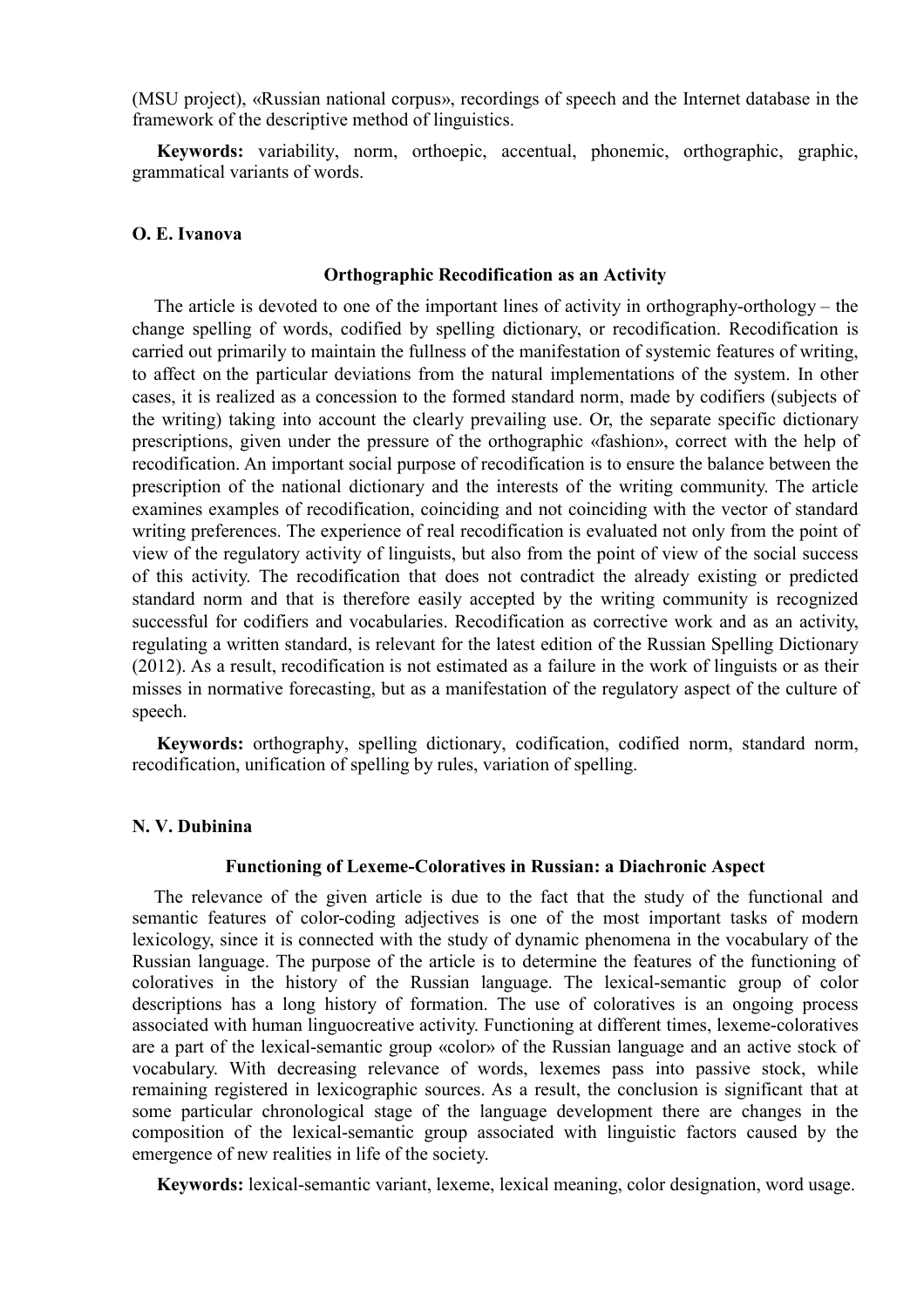(MSU project), «Russian national corpus», recordings of speech and the Internet database in the framework of the descriptive method of linguistics.

**Keywords:** variability, norm, orthoepic, accentual, phonemic, orthographic, graphic, grammatical variants of words.

**O. E. Ivanova**

### Orthographic Recodification as an Activity

The article is devoted to one of the important lines of activity in orthography-orthology – the change spelling of words, codified by spelling dictionary, or recodification. Recodification is carried out primarily to maintain the fullness of the manifestation of systemic features of writing, to affect on the particular deviations from the natural implementations of the system. In other cases, it is realized as a concession to the formed standard norm, made by codifiers (subjects of the writing) taking into account the clearly prevailing use. Or, the separate specific dictionary prescriptions, given under the pressure of the orthographic «fashion», correct with the help of recodification. An important social purpose of recodification is to ensure the balance between the prescription of the national dictionary and the interests of the writing community. The article examines examples of recodification, coinciding and not coinciding with the vector of standard writing preferences. The experience of real recodification is evaluated not only from the point of view of the regulatory activity of linguists, but also from the point of view of the social success of this activity. The recodification that does not contradict the already existing or predicted standard norm and that is therefore easily accepted by the writing community is recognized successful for codifiers and vocabularies. Recodification as corrective work and as an activity, regulating a written standard, is relevant for the latest edition of the Russian Spelling Dictionary (2012). As a result, recodification is not estimated as a failure in the work of linguists or as their misses in normative forecasting, but as a manifestation of the regulatory aspect of the culture of speech.

**Keywords:** orthography, spelling dictionary, codification, codified norm, standard norm, recodification, unification of spelling by rules, variation of spelling.

**N. V. Dubinina**

### Functioning of Lexeme-Coloratives in Russian: a Diachronic Aspect

The relevance of the given article is due to the fact that the study of the functional and semantic features of color-coding adjectives is one of the most important tasks of modern lexicology, since it is connected with the study of dynamic phenomena in the vocabulary of the Russian language. The purpose of the article is to determine the features of the functioning of coloratives in the history of the Russian language. The lexical-semantic group of color descriptions has a long history of formation. The use of coloratives is an ongoing process associated with human linguocreative activity. Functioning at different times, lexeme-coloratives are a part of the lexical-semantic group «color» of the Russian language and an active stock of vocabulary. With decreasing relevance of words, lexemes pass into passive stock, while remaining registered in lexicographic sources. As a result, the conclusion is significant that at some particular chronological stage of the language development there are changes in the composition of the lexical-semantic group associated with linguistic factors caused by the emergence of new realities in life of the society.

**Keywords:** lexical-semantic variant, lexeme, lexical meaning, color designation, word usage.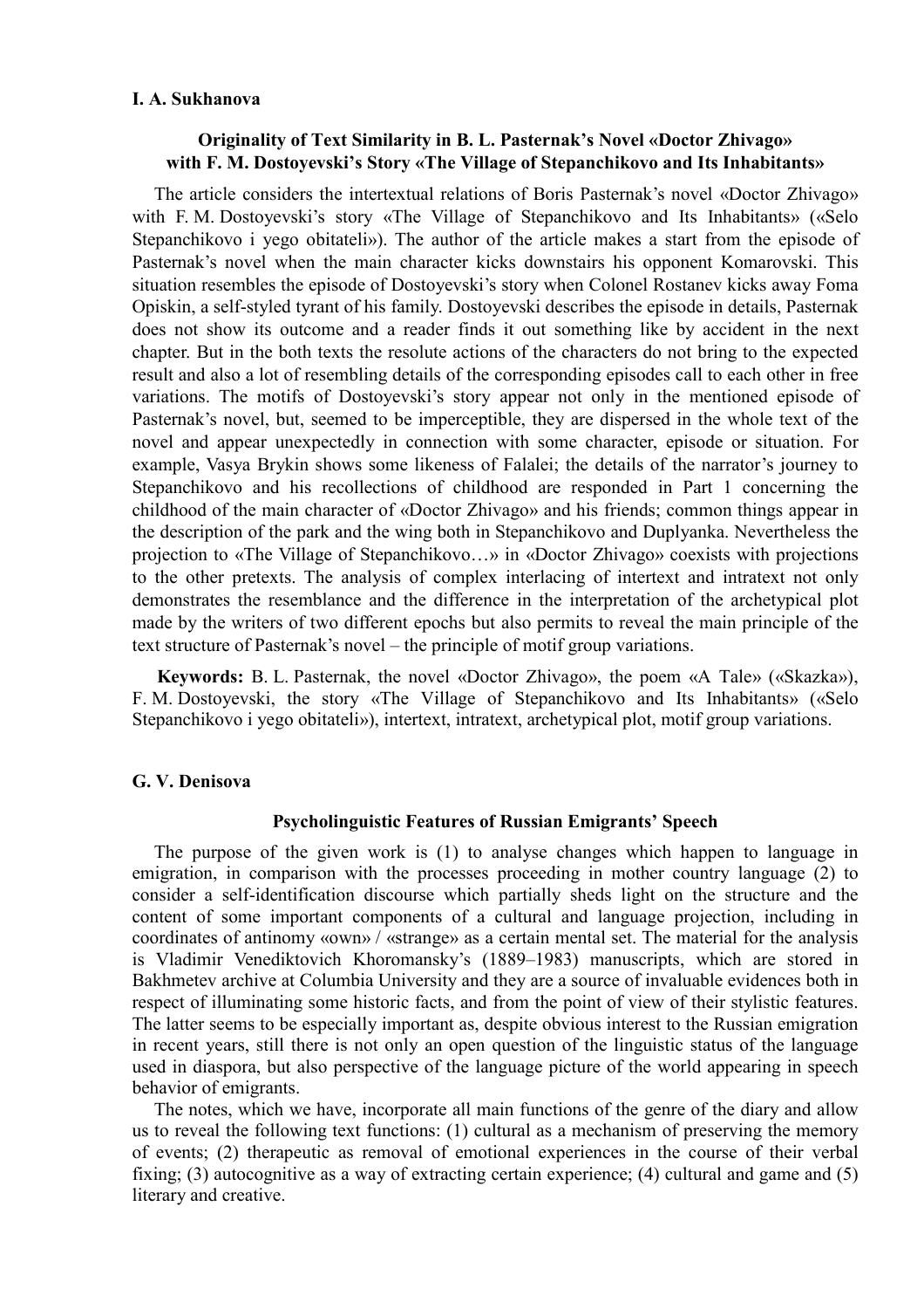**I. A. Sukhanova**

### Originality of Text Similarity in B. L. Pasternak's Novel «Doctor Zhivago» with F. M. Dostoyevski's Story «The Village of Stepanchikovo and Its Inhabitants»

The article considers the intertextual relations of Boris Pasternak's novel «Doctor Zhivago» with F. M. Dostoyevski's story «The Village of Stepanchikovo and Its Inhabitants» («Selo Stepanchikovo i yego obitateli»). The author of the article makes a start from the episode of Pasternak's novel when the main character kicks downstairs his opponent Komarovski. This situation resembles the episode of Dostoyevski's story when Colonel Rostanev kicks away Foma Opiskin, a self-styled tyrant of his family. Dostoyevski describes the episode in details, Pasternak does not show its outcome and a reader finds it out something like by accident in the next chapter. But in the both texts the resolute actions of the characters do not bring to the expected result and also a lot of resembling details of the corresponding episodes call to each other in free variations. The motifs of Dostoyevski's story appear not only in the mentioned episode of Pasternak's novel, but, seemed to be imperceptible, they are dispersed in the whole text of the novel and appear unexpectedly in connection with some character, episode or situation. For example, Vasya Brykin shows some likeness of Falalei; the details of the narrator's journey to Stepanchikovo and his recollections of childhood are responded in Part 1 concerning the childhood of the main character of «Doctor Zhivago» and his friends; common things appear in the description of the park and the wing both in Stepanchikovo and Duplyanka. Nevertheless the projection to «The Village of Stepanchikovo…» in «Doctor Zhivago» coexists with projections to the other pretexts. The analysis of complex interlacing of intertext and intratext not only demonstrates the resemblance and the difference in the interpretation of the archetypical plot made by the writers of two different epochs but also permits to reveal the main principle of the text structure of Pasternak's novel – the principle of motif group variations.

**Keywords:** B. L. Pasternak, the novel «Doctor Zhivago», the poem «A Tale» («Skazka»), F. M. Dostoyevski, the story «The Village of Stepanchikovo and Its Inhabitants» («Selo Stepanchikovo i yego obitateli»), intertext, intratext, archetypical plot, motif group variations.

**G. V. Denisova**

### Psycholinguistic Features of Russian Emigrants' Speech

The purpose of the given work is (1) to analyse changes which happen to language in emigration, in comparison with the processes proceeding in mother country language (2) to consider a self-identification discourse which partially sheds light on the structure and the content of some important components of a cultural and language projection, including in coordinates of antinomy «own» / «strange» as a certain mental set. The material for the analysis is Vladimir Venediktovich Khoromansky's (1889–1983) manuscripts, which are stored in Bakhmetev archive at Columbia University and they are a source of invaluable evidences both in respect of illuminating some historic facts, and from the point of view of their stylistic features. The latter seems to be especially important as, despite obvious interest to the Russian emigration in recent years, still there is not only an open question of the linguistic status of the language used in diaspora, but also perspective of the language picture of the world appearing in speech behavior of emigrants.

The notes, which we have, incorporate all main functions of the genre of the diary and allow us to reveal the following text functions: (1) cultural as a mechanism of preserving the memory of events; (2) therapeutic as removal of emotional experiences in the course of their verbal fixing; (3) autocognitive as a way of extracting certain experience; (4) cultural and game and (5) literary and creative.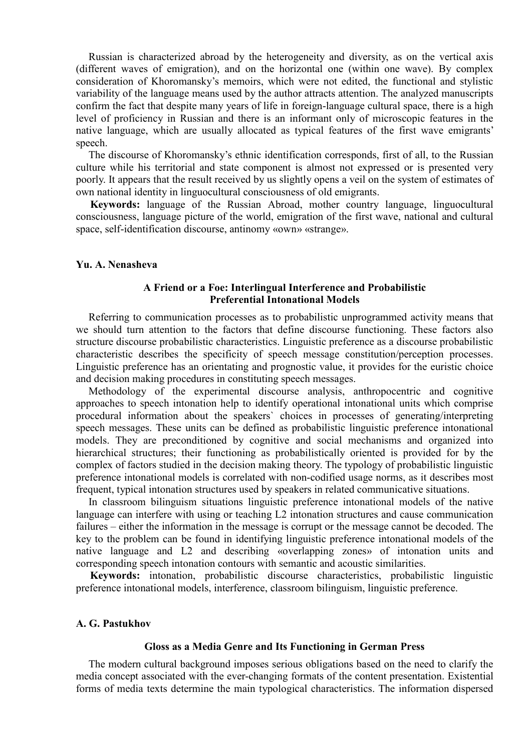Russian is characterized abroad by the heterogeneity and diversity, as on the vertical axis (different waves of emigration), and on the horizontal one (within one wave). By complex consideration of Khoromansky's memoirs, which were not edited, the functional and stylistic variability of the language means used by the author attracts attention. The analyzed manuscripts confirm the fact that despite many years of life in foreign-language cultural space, there is a high level of proficiency in Russian and there is an informant only of microscopic features in the native language, which are usually allocated as typical features of the first wave emigrants' speech.

The discourse of Khoromansky's ethnic identification corresponds, first of all, to the Russian culture while his territorial and state component is almost not expressed or is presented very poorly. It appears that the result received by us slightly opens a veil on the system of estimates of own national identity in linguocultural consciousness of old emigrants.

**Keywords:** language of the Russian Abroad, mother country language, linguocultural consciousness, language picture of the world, emigration of the first wave, national and cultural space, self-identification discourse, antinomy «own» «strange».

**Yu. A. Nenasheva**

### A Friend or a Foe: Interlingual Interference and Probabilistic Preferential Intonational Models

Referring to communication processes as to probabilistic unprogrammed activity means that we should turn attention to the factors that define discourse functioning. These factors also structure discourse probabilistic characteristics. Linguistic preference as a discourse probabilistic characteristic describes the specificity of speech message constitution/perception processes. Linguistic preference has an orientating and prognostic value, it provides for the euristic choice and decision making procedures in constituting speech messages.

Methodology of the experimental discourse analysis, anthropocentric and cognitive approaches to speech intonation help to identify operational intonational units which comprise procedural information about the speakers` choices in processes of generating/interpreting speech messages. These units can be defined as probabilistic linguistic preference intonational models. They are preconditioned by cognitive and social mechanisms and organized into hierarchical structures; their functioning as probabilistically oriented is provided for by the complex of factors studied in the decision making theory. The typology of probabilistic linguistic preference intonational models is correlated with non-codified usage norms, as it describes most frequent, typical intonation structures used by speakers in related communicative situations.

In classroom bilinguism situations linguistic preference intonational models of the native language can interfere with using or teaching L2 intonation structures and cause communication failures – either the information in the message is corrupt or the message cannot be decoded. The key to the problem can be found in identifying linguistic preference intonational models of the native language and L2 and describing «overlapping zones» of intonation units and corresponding speech intonation contours with semantic and acoustic similarities.

**Keywords:** intonation, probabilistic discourse characteristics, probabilistic linguistic preference intonational models, interference, classroom bilinguism, linguistic preference.

**A. G. Pastukhov**

### Gloss as a Media Genre and Its Functioning in German Press

The modern cultural background imposes serious obligations based on the need to clarify the media concept associated with the ever-changing formats of the content presentation. Existential forms of media texts determine the main typological characteristics. The information dispersed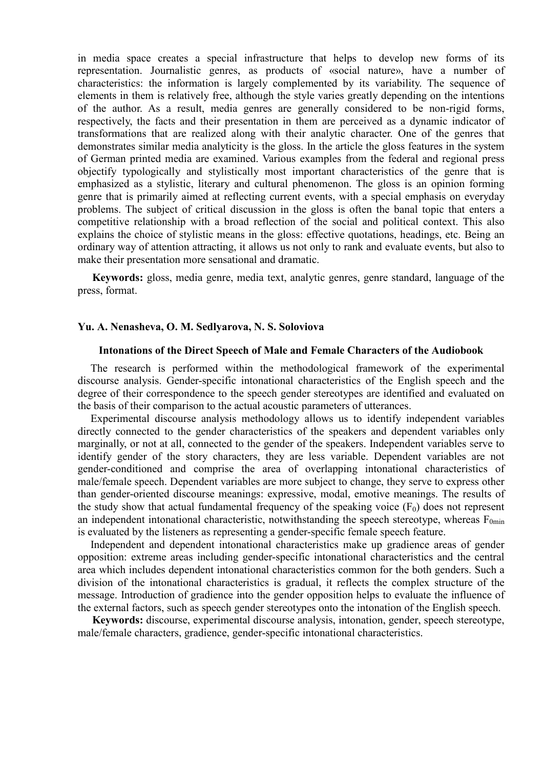in media space creates a special infrastructure that helps to develop new forms of its representation. Journalistic genres, as products of «social nature», have a number of characteristics: the information is largely complemented by its variability. The sequence of elements in them is relatively free, although the style varies greatly depending on the intentions of the author. As a result, media genres are generally considered to be non-rigid forms, respectively, the facts and their presentation in them are perceived as a dynamic indicator of transformations that are realized along with their analytic character. One of the genres that demonstrates similar media analyticity is the gloss. In the article the gloss features in the system of German printed media are examined. Various examples from the federal and regional press objectify typologically and stylistically most important characteristics of the genre that is emphasized as a stylistic, literary and cultural phenomenon. The gloss is an opinion forming genre that is primarily aimed at reflecting current events, with a special emphasis on everyday problems. The subject of critical discussion in the gloss is often the banal topic that enters a competitive relationship with a broad reflection of the social and political context. This also explains the choice of stylistic means in the gloss: effective quotations, headings, etc. Being an ordinary way of attention attracting, it allows us not only to rank and evaluate events, but also to make their presentation more sensational and dramatic.

**Keywords:** gloss, media genre, media text, analytic genres, genre standard, language of the press, format.

**Yu. A. Nenasheva, O. M. Sedlyarova, N. S. Soloviova**

**Intonations of the Direct Speech of Male and Female Characters of the Audiobook**

The research is performed within the methodological framework of the experimental discourse analysis. Gender-specific intonational characteristics of the English speech and the degree of their correspondence to the speech gender stereotypes are identified and evaluated on the basis of their comparison to the actual acoustic parameters of utterances.

Experimental discourse analysis methodology allows us to identify independent variables directly connected to the gender characteristics of the speakers and dependent variables only marginally, or not at all, connected to the gender of the speakers. Independent variables serve to identify gender of the story characters, they are less variable. Dependent variables are not gender-conditioned and comprise the area of overlapping intonational characteristics of male/female speech. Dependent variables are more subject to change, they serve to express other than gender-oriented discourse meanings: expressive, modal, emotive meanings. The results of the study show that actual fundamental frequency of the speaking voice ($F_0$) does not represent an independent intonational characteristic, notwithstanding the speech stereotype, whereas $F_{0min}$ is evaluated by the listeners as representing a gender-specific female speech feature.

Independent and dependent intonational characteristics make up gradience areas of gender opposition: extreme areas including gender-specific intonational characteristics and the central area which includes dependent intonational characteristics common for the both genders. Such a division of the intonational characteristics is gradual, it reflects the complex structure of the message. Introduction of gradience into the gender opposition helps to evaluate the influence of the external factors, such as speech gender stereotypes onto the intonation of the English speech.

**Keywords:** discourse, experimental discourse analysis, intonation, gender, speech stereotype, male/female characters, gradience, gender-specific intonational characteristics.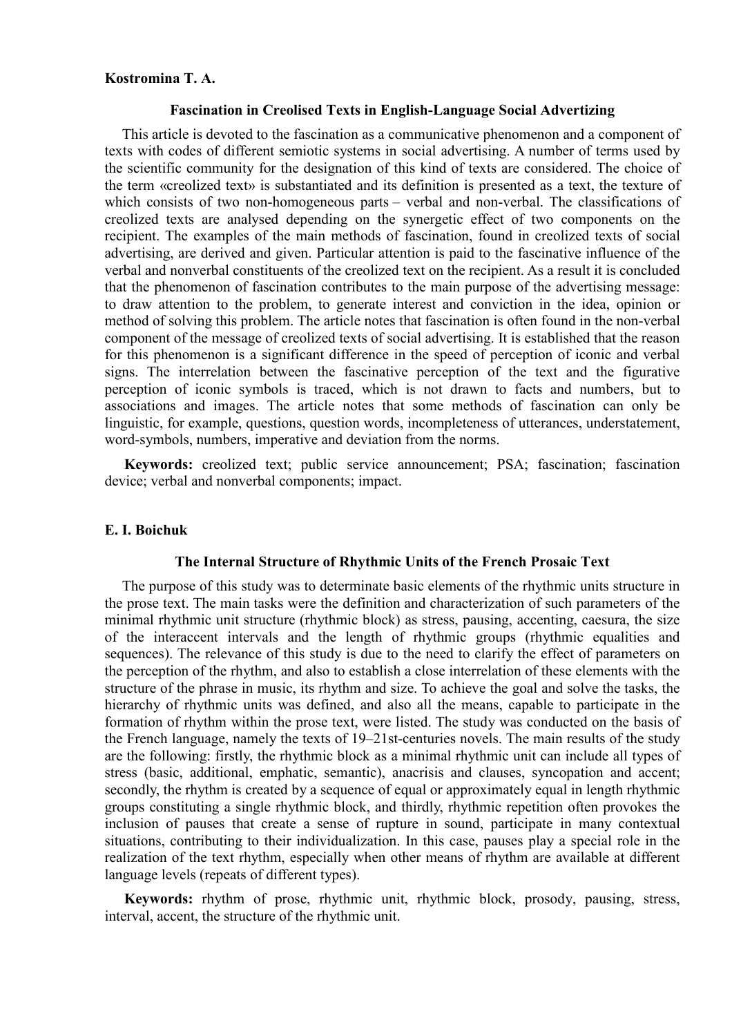**Kostromina T. A.**

### Fascination in Creolised Texts in English-Language Social Advertizing

This article is devoted to the fascination as a communicative phenomenon and a component of texts with codes of different semiotic systems in social advertising. A number of terms used by the scientific community for the designation of this kind of texts are considered. The choice of the term «creolized text» is substantiated and its definition is presented as a text, the texture of which consists of two non-homogeneous parts – verbal and non-verbal. The classifications of creolized texts are analysed depending on the synergetic effect of two components on the recipient. The examples of the main methods of fascination, found in creolized texts of social advertising, are derived and given. Particular attention is paid to the fascinative influence of the verbal and nonverbal constituents of the creolized text on the recipient. As a result it is concluded that the phenomenon of fascination contributes to the main purpose of the advertising message: to draw attention to the problem, to generate interest and conviction in the idea, opinion or method of solving this problem. The article notes that fascination is often found in the non-verbal component of the message of creolized texts of social advertising. It is established that the reason for this phenomenon is a significant difference in the speed of perception of iconic and verbal signs. The interrelation between the fascinative perception of the text and the figurative perception of iconic symbols is traced, which is not drawn to facts and numbers, but to associations and images. The article notes that some methods of fascination can only be linguistic, for example, questions, question words, incompleteness of utterances, understatement, word-symbols, numbers, imperative and deviation from the norms.

**Keywords:** creolized text; public service announcement; PSA; fascination; fascination device; verbal and nonverbal components; impact.

**E. I. Boichuk**

### The Internal Structure of Rhythmic Units of the French Prosaic Text

The purpose of this study was to determinate basic elements of the rhythmic units structure in the prose text. The main tasks were the definition and characterization of such parameters of the minimal rhythmic unit structure (rhythmic block) as stress, pausing, accenting, caesura, the size of the interaccent intervals and the length of rhythmic groups (rhythmic equalities and sequences). The relevance of this study is due to the need to clarify the effect of parameters on the perception of the rhythm, and also to establish a close interrelation of these elements with the structure of the phrase in music, its rhythm and size. To achieve the goal and solve the tasks, the hierarchy of rhythmic units was defined, and also all the means, capable to participate in the formation of rhythm within the prose text, were listed. The study was conducted on the basis of the French language, namely the texts of 19–21st-centuries novels. The main results of the study are the following: firstly, the rhythmic block as a minimal rhythmic unit can include all types of stress (basic, additional, emphatic, semantic), anacrisis and clauses, syncopation and accent; secondly, the rhythm is created by a sequence of equal or approximately equal in length rhythmic groups constituting a single rhythmic block, and thirdly, rhythmic repetition often provokes the inclusion of pauses that create a sense of rupture in sound, participate in many contextual situations, contributing to their individualization. In this case, pauses play a special role in the realization of the text rhythm, especially when other means of rhythm are available at different language levels (repeats of different types).

**Keywords:** rhythm of prose, rhythmic unit, rhythmic block, prosody, pausing, stress, interval, accent, the structure of the rhythmic unit.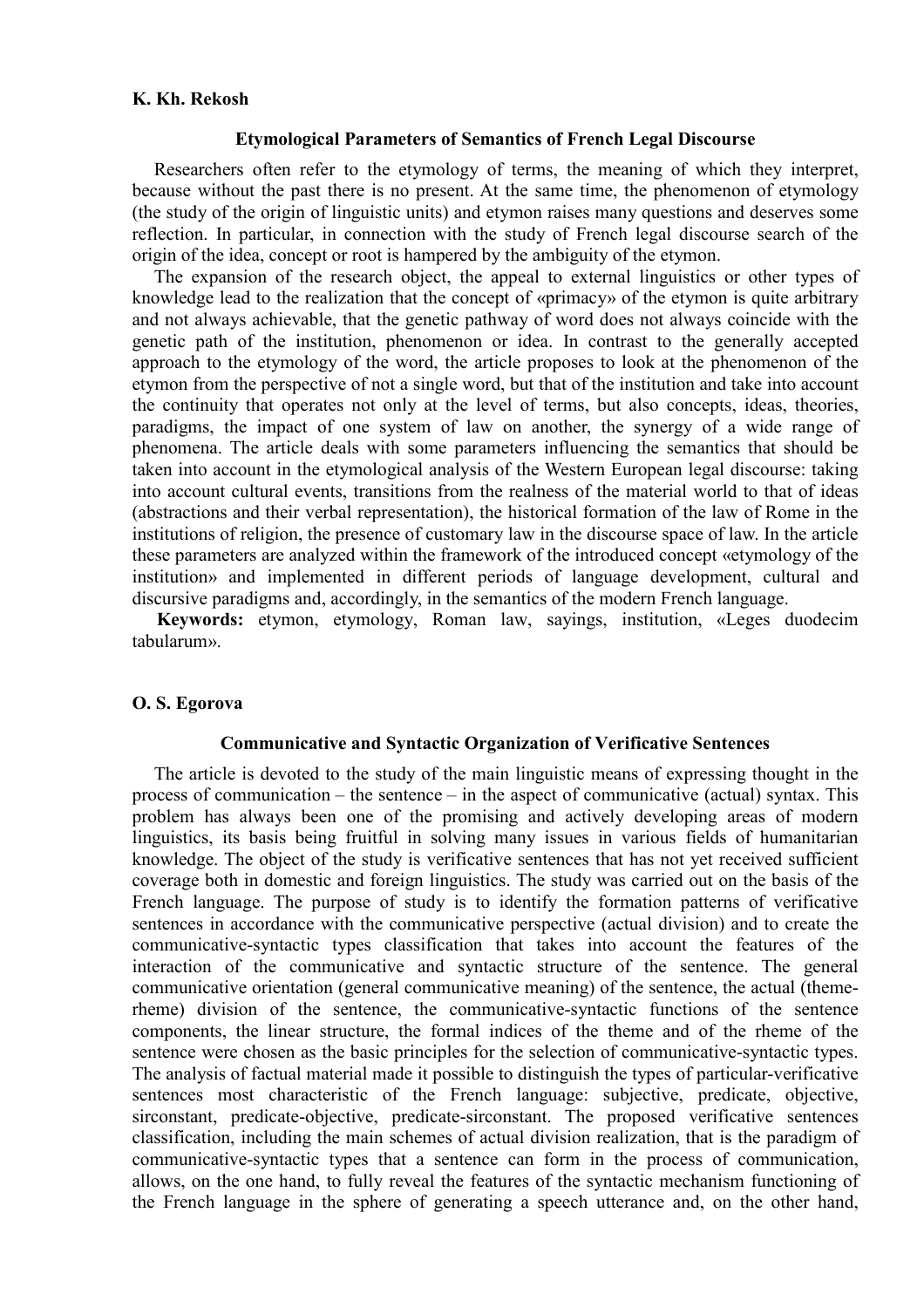**K. Kh. Rekosh**

### Etymological Parameters of Semantics of French Legal Discourse

Researchers often refer to the etymology of terms, the meaning of which they interpret, because without the past there is no present. At the same time, the phenomenon of etymology (the study of the origin of linguistic units) and etymon raises many questions and deserves some reflection. In particular, in connection with the study of French legal discourse search of the origin of the idea, concept or root is hampered by the ambiguity of the etymon.

The expansion of the research object, the appeal to external linguistics or other types of knowledge lead to the realization that the concept of «primacy» of the etymon is quite arbitrary and not always achievable, that the genetic pathway of word does not always coincide with the genetic path of the institution, phenomenon or idea. In contrast to the generally accepted approach to the etymology of the word, the article proposes to look at the phenomenon of the etymon from the perspective of not a single word, but that of the institution and take into account the continuity that operates not only at the level of terms, but also concepts, ideas, theories, paradigms, the impact of one system of law on another, the synergy of a wide range of phenomena. The article deals with some parameters influencing the semantics that should be taken into account in the etymological analysis of the Western European legal discourse: taking into account cultural events, transitions from the realness of the material world to that of ideas (abstractions and their verbal representation), the historical formation of the law of Rome in the institutions of religion, the presence of customary law in the discourse space of law. In the article these parameters are analyzed within the framework of the introduced concept «etymology of the institution» and implemented in different periods of language development, cultural and discursive paradigms and, accordingly, in the semantics of the modern French language.

**Keywords:** etymon, etymology, Roman law, sayings, institution, «Leges duodecim tabularum».

**O. S. Egorova**

### Communicative and Syntactic Organization of Verificative Sentences

The article is devoted to the study of the main linguistic means of expressing thought in the process of communication – the sentence – in the aspect of communicative (actual) syntax. This problem has always been one of the promising and actively developing areas of modern linguistics, its basis being fruitful in solving many issues in various fields of humanitarian knowledge. The object of the study is verificative sentences that has not yet received sufficient coverage both in domestic and foreign linguistics. The study was carried out on the basis of the French language. The purpose of study is to identify the formation patterns of verificative sentences in accordance with the communicative perspective (actual division) and to create the communicative-syntactic types classification that takes into account the features of the interaction of the communicative and syntactic structure of the sentence. The general communicative orientation (general communicative meaning) of the sentence, the actual (theme-rheme) division of the sentence, the communicative-syntactic functions of the sentence components, the linear structure, the formal indices of the theme and of the rheme of the sentence were chosen as the basic principles for the selection of communicative-syntactic types. The analysis of factual material made it possible to distinguish the types of particular-verificative sentences most characteristic of the French language: subjective, predicate, objective, sirconstant, predicate-objective, predicate-sirconstant. The proposed verificative sentences classification, including the main schemes of actual division realization, that is the paradigm of communicative-syntactic types that a sentence can form in the process of communication, allows, on the one hand, to fully reveal the features of the syntactic mechanism functioning of the French language in the sphere of generating a speech utterance and, on the other hand,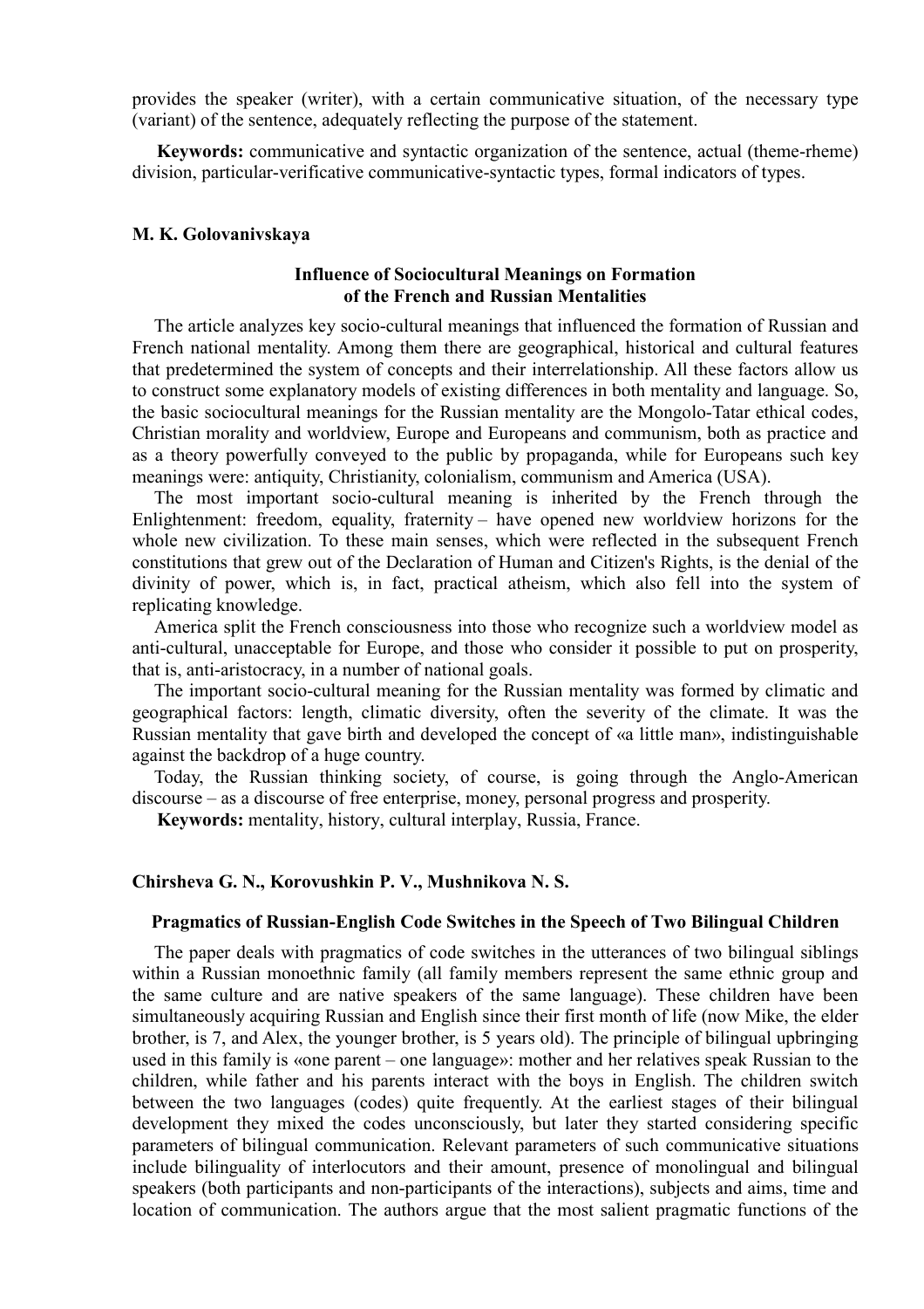provides the speaker (writer), with a certain communicative situation, of the necessary type (variant) of the sentence, adequately reflecting the purpose of the statement.

**Keywords:** communicative and syntactic organization of the sentence, actual (theme-rheme) division, particular-verificative communicative-syntactic types, formal indicators of types.

**M. K. Golovanivskaya**

### Influence of Sociocultural Meanings on Formation of the French and Russian Mentalities

The article analyzes key socio-cultural meanings that influenced the formation of Russian and French national mentality. Among them there are geographical, historical and cultural features that predetermined the system of concepts and their interrelationship. All these factors allow us to construct some explanatory models of existing differences in both mentality and language. So, the basic sociocultural meanings for the Russian mentality are the Mongolo-Tatar ethical codes, Christian morality and worldview, Europe and Europeans and communism, both as practice and as a theory powerfully conveyed to the public by propaganda, while for Europeans such key meanings were: antiquity, Christianity, colonialism, communism and America (USA).

The most important socio-cultural meaning is inherited by the French through the Enlightenment: freedom, equality, fraternity – have opened new worldview horizons for the whole new civilization. To these main senses, which were reflected in the subsequent French constitutions that grew out of the Declaration of Human and Citizen's Rights, is the denial of the divinity of power, which is, in fact, practical atheism, which also fell into the system of replicating knowledge.

America split the French consciousness into those who recognize such a worldview model as anti-cultural, unacceptable for Europe, and those who consider it possible to put on prosperity, that is, anti-aristocracy, in a number of national goals.

The important socio-cultural meaning for the Russian mentality was formed by climatic and geographical factors: length, climatic diversity, often the severity of the climate. It was the Russian mentality that gave birth and developed the concept of «a little man», indistinguishable against the backdrop of a huge country.

Today, the Russian thinking society, of course, is going through the Anglo-American discourse – as a discourse of free enterprise, money, personal progress and prosperity.

**Keywords:** mentality, history, cultural interplay, Russia, France.

**Chirsheva G. N., Korovushkin P. V., Mushnikova N. S.**

### Pragmatics of Russian-English Code Switches in the Speech of Two Bilingual Children

The paper deals with pragmatics of code switches in the utterances of two bilingual siblings within a Russian monoethnic family (all family members represent the same ethnic group and the same culture and are native speakers of the same language). These children have been simultaneously acquiring Russian and English since their first month of life (now Mike, the elder brother, is 7, and Alex, the younger brother, is 5 years old). The principle of bilingual upbringing used in this family is «one parent – one language»: mother and her relatives speak Russian to the children, while father and his parents interact with the boys in English. The children switch between the two languages (codes) quite frequently. At the earliest stages of their bilingual development they mixed the codes unconsciously, but later they started considering specific parameters of bilingual communication. Relevant parameters of such communicative situations include bilinguality of interlocutors and their amount, presence of monolingual and bilingual speakers (both participants and non-participants of the interactions), subjects and aims, time and location of communication. The authors argue that the most salient pragmatic functions of the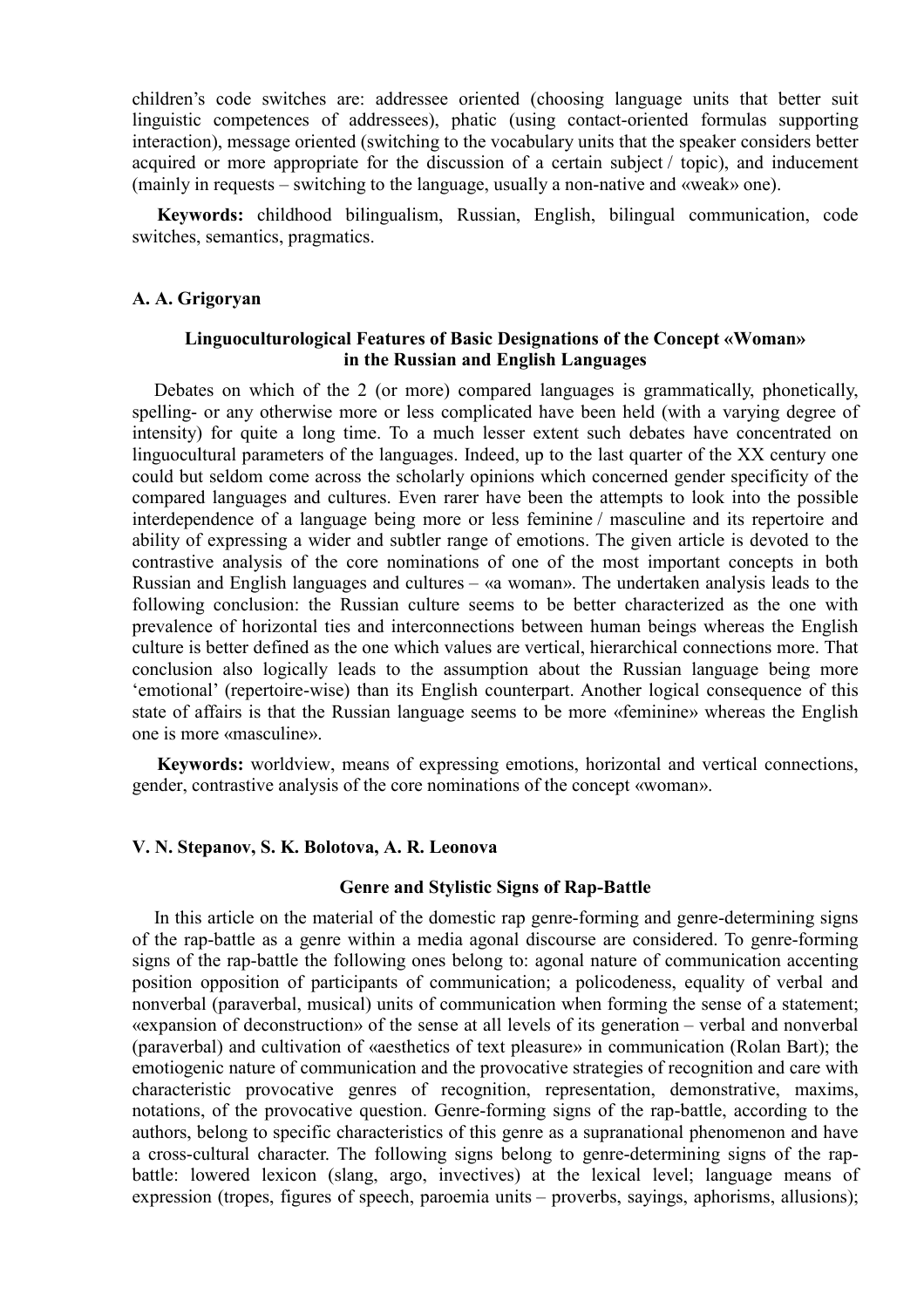children's code switches are: addressee oriented (choosing language units that better suit linguistic competences of addressees), phatic (using contact-oriented formulas supporting interaction), message oriented (switching to the vocabulary units that the speaker considers better acquired or more appropriate for the discussion of a certain subject / topic), and inducement (mainly in requests – switching to the language, usually a non-native and «weak» one).

**Keywords:** childhood bilingualism, Russian, English, bilingual communication, code switches, semantics, pragmatics.

**A. A. Grigoryan**

### Linguoculturological Features of Basic Designations of the Concept «Woman» in the Russian and English Languages

Debates on which of the 2 (or more) compared languages is grammatically, phonetically, spelling- or any otherwise more or less complicated have been held (with a varying degree of intensity) for quite a long time. To a much lesser extent such debates have concentrated on linguocultural parameters of the languages. Indeed, up to the last quarter of the XX century one could but seldom come across the scholarly opinions which concerned gender specificity of the compared languages and cultures. Even rarer have been the attempts to look into the possible interdependence of a language being more or less feminine / masculine and its repertoire and ability of expressing a wider and subtler range of emotions. The given article is devoted to the contrastive analysis of the core nominations of one of the most important concepts in both Russian and English languages and cultures – «a woman». The undertaken analysis leads to the following conclusion: the Russian culture seems to be better characterized as the one with prevalence of horizontal ties and interconnections between human beings whereas the English culture is better defined as the one which values are vertical, hierarchical connections more. That conclusion also logically leads to the assumption about the Russian language being more 'emotional' (repertoire-wise) than its English counterpart. Another logical consequence of this state of affairs is that the Russian language seems to be more «feminine» whereas the English one is more «masculine».

**Keywords:** worldview, means of expressing emotions, horizontal and vertical connections, gender, contrastive analysis of the core nominations of the concept «woman».

**V. N. Stepanov, S. K. Bolotova, A. R. Leonova**

### Genre and Stylistic Signs of Rap-Battle

In this article on the material of the domestic rap genre-forming and genre-determining signs of the rap-battle as a genre within a media agonal discourse are considered. To genre-forming signs of the rap-battle the following ones belong to: agonal nature of communication accenting position opposition of participants of communication; a policodeness, equality of verbal and nonverbal (paraverbal, musical) units of communication when forming the sense of a statement; «expansion of deconstruction» of the sense at all levels of its generation – verbal and nonverbal (paraverbal) and cultivation of «aesthetics of text pleasure» in communication (Rolan Bart); the emotiogenic nature of communication and the provocative strategies of recognition and care with characteristic provocative genres of recognition, representation, demonstrative, maxims, notations, of the provocative question. Genre-forming signs of the rap-battle, according to the authors, belong to specific characteristics of this genre as a supranational phenomenon and have a cross-cultural character. The following signs belong to genre-determining signs of the rap-battle: lowered lexicon (slang, argo, invectives) at the lexical level; language means of expression (tropes, figures of speech, paroemia units – proverbs, sayings, aphorisms, allusions);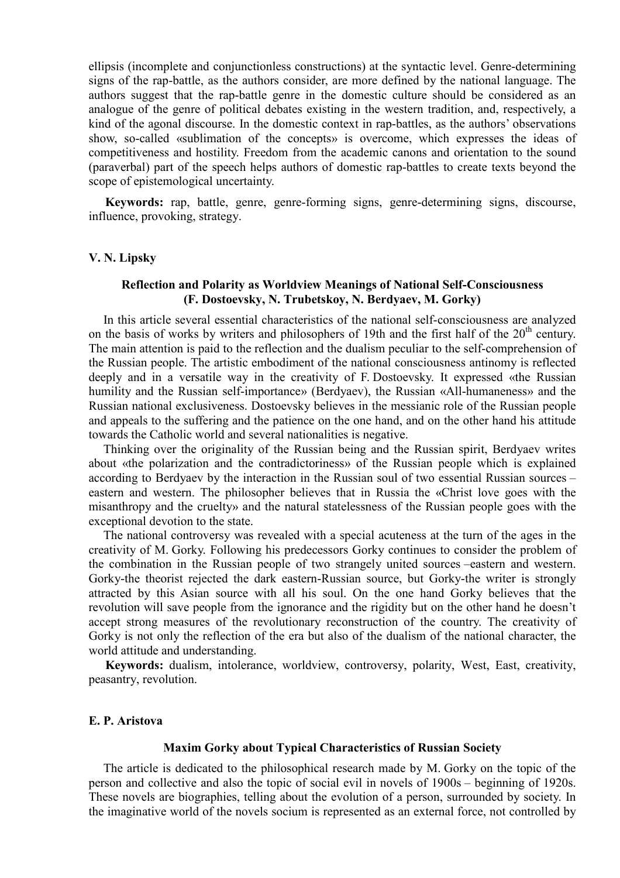ellipsis (incomplete and conjunctionless constructions) at the syntactic level. Genre-determining signs of the rap-battle, as the authors consider, are more defined by the national language. The authors suggest that the rap-battle genre in the domestic culture should be considered as an analogue of the genre of political debates existing in the western tradition, and, respectively, a kind of the agonal discourse. In the domestic context in rap-battles, as the authors' observations show, so-called «sublimation of the concepts» is overcome, which expresses the ideas of competitiveness and hostility. Freedom from the academic canons and orientation to the sound (paraverbal) part of the speech helps authors of domestic rap-battles to create texts beyond the scope of epistemological uncertainty.

**Keywords:** rap, battle, genre, genre-forming signs, genre-determining signs, discourse, influence, provoking, strategy.

**V. N. Lipsky**

### Reflection and Polarity as Worldview Meanings of National Self-Consciousness (F. Dostoevsky, N. Trubetskoy, N. Berdyaev, M. Gorky)

In this article several essential characteristics of the national self-consciousness are analyzed on the basis of works by writers and philosophers of 19th and the first half of the 20th century. The main attention is paid to the reflection and the dualism peculiar to the self-comprehension of the Russian people. The artistic embodiment of the national consciousness antinomy is reflected deeply and in a versatile way in the creativity of F. Dostoevsky. It expressed «the Russian humility and the Russian self-importance» (Berdyaev), the Russian «All-humaneness» and the Russian national exclusiveness. Dostoevsky believes in the messianic role of the Russian people and appeals to the suffering and the patience on the one hand, and on the other hand his attitude towards the Catholic world and several nationalities is negative.

Thinking over the originality of the Russian being and the Russian spirit, Berdyaev writes about «the polarization and the contradictoriness» of the Russian people which is explained according to Berdyaev by the interaction in the Russian soul of two essential Russian sources – eastern and western. The philosopher believes that in Russia the «Christ love goes with the misanthropy and the cruelty» and the natural statelessness of the Russian people goes with the exceptional devotion to the state.

The national controversy was revealed with a special acuteness at the turn of the ages in the creativity of M. Gorky. Following his predecessors Gorky continues to consider the problem of the combination in the Russian people of two strangely united sources –eastern and western. Gorky-the theorist rejected the dark eastern-Russian source, but Gorky-the writer is strongly attracted by this Asian source with all his soul. On the one hand Gorky believes that the revolution will save people from the ignorance and the rigidity but on the other hand he doesn't accept strong measures of the revolutionary reconstruction of the country. The creativity of Gorky is not only the reflection of the era but also of the dualism of the national character, the world attitude and understanding.

**Keywords:** dualism, intolerance, worldview, controversy, polarity, West, East, creativity, peasantry, revolution.

**E. P. Aristova**

### Maxim Gorky about Typical Characteristics of Russian Society

The article is dedicated to the philosophical research made by M. Gorky on the topic of the person and collective and also the topic of social evil in novels of 1900s – beginning of 1920s. These novels are biographies, telling about the evolution of a person, surrounded by society. In the imaginative world of the novels socium is represented as an external force, not controlled by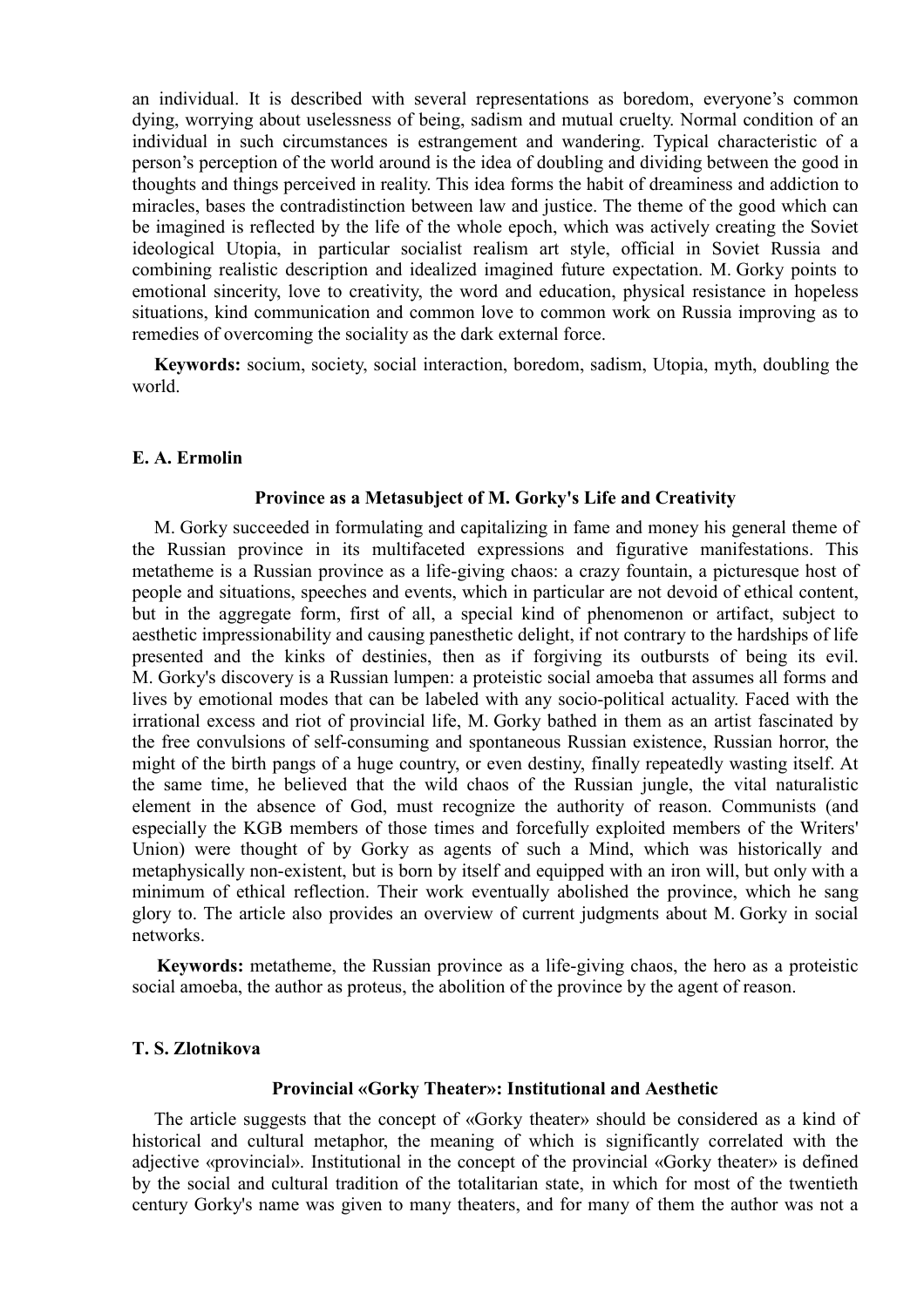an individual. It is described with several representations as boredom, everyone's common dying, worrying about uselessness of being, sadism and mutual cruelty. Normal condition of an individual in such circumstances is estrangement and wandering. Typical characteristic of a person's perception of the world around is the idea of doubling and dividing between the good in thoughts and things perceived in reality. This idea forms the habit of dreaminess and addiction to miracles, bases the contradistinction between law and justice. The theme of the good which can be imagined is reflected by the life of the whole epoch, which was actively creating the Soviet ideological Utopia, in particular socialist realism art style, official in Soviet Russia and combining realistic description and idealized imagined future expectation. M. Gorky points to emotional sincerity, love to creativity, the word and education, physical resistance in hopeless situations, kind communication and common love to common work on Russia improving as to remedies of overcoming the sociality as the dark external force.

**Keywords:** socium, society, social interaction, boredom, sadism, Utopia, myth, doubling the world.

**E. A. Ermolin**

### Province as a Metasubject of M. Gorky's Life and Creativity

M. Gorky succeeded in formulating and capitalizing in fame and money his general theme of the Russian province in its multifaceted expressions and figurative manifestations. This metatheme is a Russian province as a life-giving chaos: a crazy fountain, a picturesque host of people and situations, speeches and events, which in particular are not devoid of ethical content, but in the aggregate form, first of all, a special kind of phenomenon or artifact, subject to aesthetic impressionability and causing panesthetic delight, if not contrary to the hardships of life presented and the kinks of destinies, then as if forgiving its outbursts of being its evil. M. Gorky's discovery is a Russian lumpen: a proteistic social amoeba that assumes all forms and lives by emotional modes that can be labeled with any socio-political actuality. Faced with the irrational excess and riot of provincial life, M. Gorky bathed in them as an artist fascinated by the free convulsions of self-consuming and spontaneous Russian existence, Russian horror, the might of the birth pangs of a huge country, or even destiny, finally repeatedly wasting itself. At the same time, he believed that the wild chaos of the Russian jungle, the vital naturalistic element in the absence of God, must recognize the authority of reason. Communists (and especially the KGB members of those times and forcefully exploited members of the Writers' Union) were thought of by Gorky as agents of such a Mind, which was historically and metaphysically non-existent, but is born by itself and equipped with an iron will, but only with a minimum of ethical reflection. Their work eventually abolished the province, which he sang glory to. The article also provides an overview of current judgments about M. Gorky in social networks.

**Keywords:** metatheme, the Russian province as a life-giving chaos, the hero as a proteistic social amoeba, the author as proteus, the abolition of the province by the agent of reason.

**T. S. Zlotnikova**

### Provincial «Gorky Theater»: Institutional and Aesthetic

The article suggests that the concept of «Gorky theater» should be considered as a kind of historical and cultural metaphor, the meaning of which is significantly correlated with the adjective «provincial». Institutional in the concept of the provincial «Gorky theater» is defined by the social and cultural tradition of the totalitarian state, in which for most of the twentieth century Gorky's name was given to many theaters, and for many of them the author was not a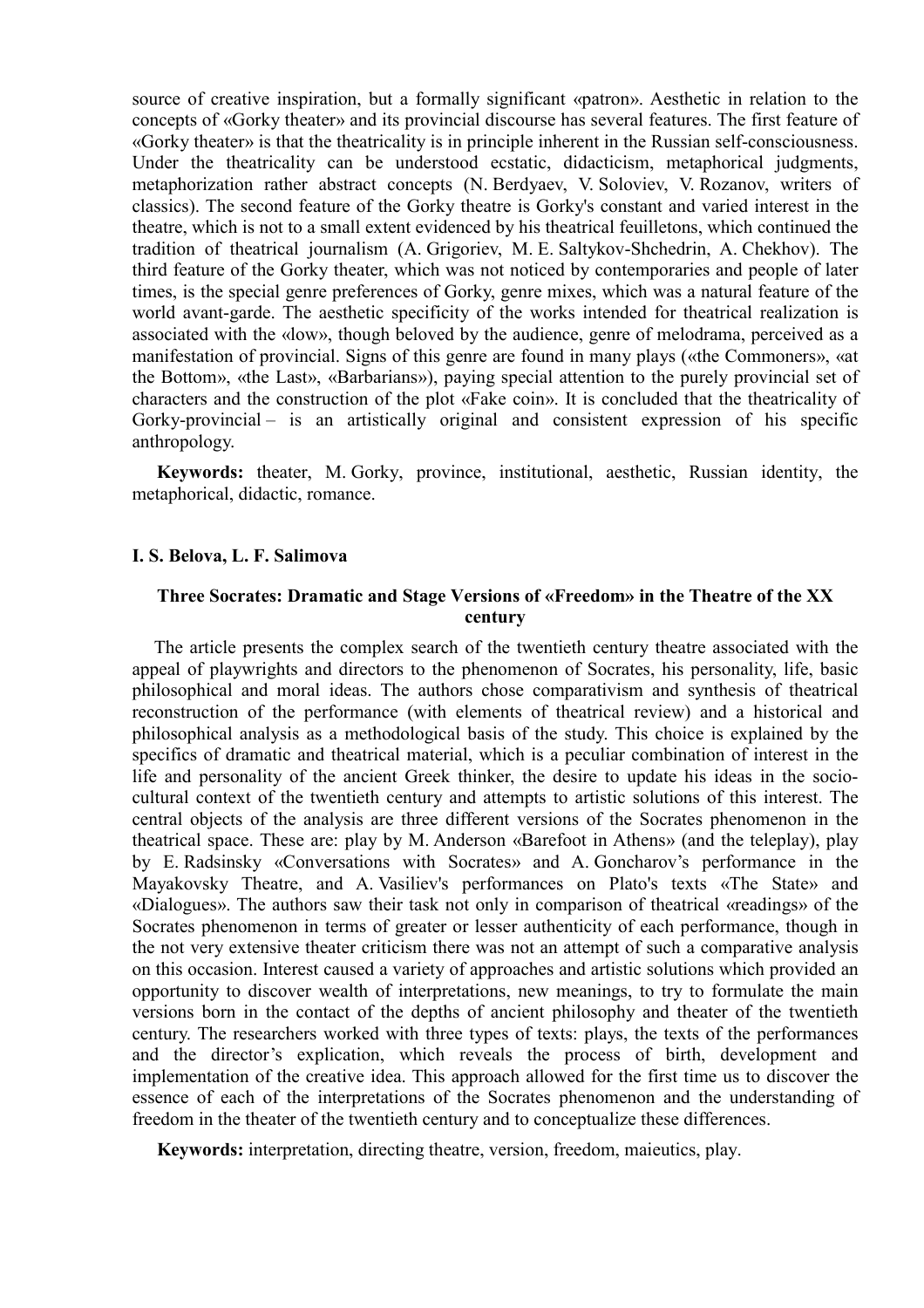source of creative inspiration, but a formally significant «patron». Aesthetic in relation to the concepts of «Gorky theater» and its provincial discourse has several features. The first feature of «Gorky theater» is that the theatricality is in principle inherent in the Russian self-consciousness. Under the theatricality can be understood ecstatic, didacticism, metaphorical judgments, metaphorization rather abstract concepts (N. Berdyaev, V. Soloviev, V. Rozanov, writers of classics). The second feature of the Gorky theatre is Gorky's constant and varied interest in the theatre, which is not to a small extent evidenced by his theatrical feuilletons, which continued the tradition of theatrical journalism (A. Grigoriev, M. E. Saltykov-Shchedrin, A. Chekhov). The third feature of the Gorky theater, which was not noticed by contemporaries and people of later times, is the special genre preferences of Gorky, genre mixes, which was a natural feature of the world avant-garde. The aesthetic specificity of the works intended for theatrical realization is associated with the «low», though beloved by the audience, genre of melodrama, perceived as a manifestation of provincial. Signs of this genre are found in many plays («the Commoners», «at the Bottom», «the Last», «Barbarians»), paying special attention to the purely provincial set of characters and the construction of the plot «Fake coin». It is concluded that the theatricality of Gorky-provincial – is an artistically original and consistent expression of his specific anthropology.

**Keywords:** theater, M. Gorky, province, institutional, aesthetic, Russian identity, the metaphorical, didactic, romance.

**I. S. Belova, L. F. Salimova**

### Three Socrates: Dramatic and Stage Versions of «Freedom» in the Theatre of the XX century

The article presents the complex search of the twentieth century theatre associated with the appeal of playwrights and directors to the phenomenon of Socrates, his personality, life, basic philosophical and moral ideas. The authors chose comparativism and synthesis of theatrical reconstruction of the performance (with elements of theatrical review) and a historical and philosophical analysis as a methodological basis of the study. This choice is explained by the specifics of dramatic and theatrical material, which is a peculiar combination of interest in the life and personality of the ancient Greek thinker, the desire to update his ideas in the socio-cultural context of the twentieth century and attempts to artistic solutions of this interest. The central objects of the analysis are three different versions of the Socrates phenomenon in the theatrical space. These are: play by M. Anderson «Barefoot in Athens» (and the teleplay), play by E. Radsinsky «Conversations with Socrates» and A. Goncharov's performance in the Mayakovsky Theatre, and A. Vasiliev's performances on Plato's texts «The State» and «Dialogues». The authors saw their task not only in comparison of theatrical «readings» of the Socrates phenomenon in terms of greater or lesser authenticity of each performance, though in the not very extensive theater criticism there was not an attempt of such a comparative analysis on this occasion. Interest caused a variety of approaches and artistic solutions which provided an opportunity to discover wealth of interpretations, new meanings, to try to formulate the main versions born in the contact of the depths of ancient philosophy and theater of the twentieth century. The researchers worked with three types of texts: plays, the texts of the performances and the director's explication, which reveals the process of birth, development and implementation of the creative idea. This approach allowed for the first time us to discover the essence of each of the interpretations of the Socrates phenomenon and the understanding of freedom in the theater of the twentieth century and to conceptualize these differences.

**Keywords:** interpretation, directing theatre, version, freedom, maieutics, play.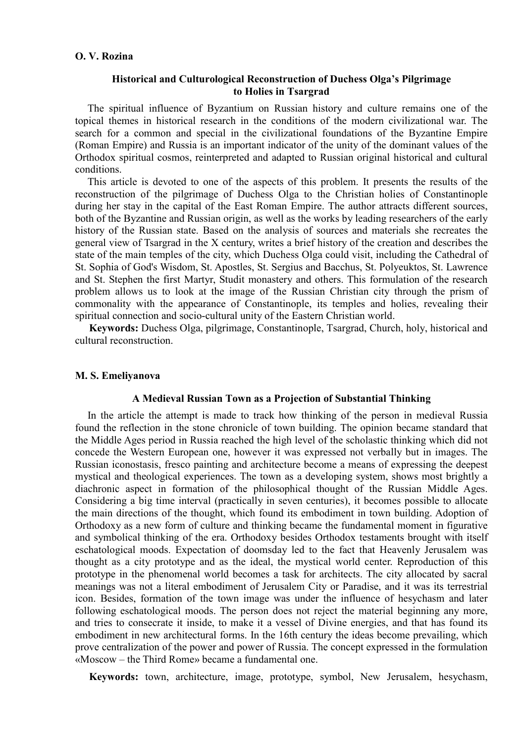**O. V. Rozina**

### Historical and Culturological Reconstruction of Duchess Olga's Pilgrimage to Holies in Tsargrad

The spiritual influence of Byzantium on Russian history and culture remains one of the topical themes in historical research in the conditions of the modern civilizational war. The search for a common and special in the civilizational foundations of the Byzantine Empire (Roman Empire) and Russia is an important indicator of the unity of the dominant values of the Orthodox spiritual cosmos, reinterpreted and adapted to Russian original historical and cultural conditions.

This article is devoted to one of the aspects of this problem. It presents the results of the reconstruction of the pilgrimage of Duchess Olga to the Christian holies of Constantinople during her stay in the capital of the East Roman Empire. The author attracts different sources, both of the Byzantine and Russian origin, as well as the works by leading researchers of the early history of the Russian state. Based on the analysis of sources and materials she recreates the general view of Tsargrad in the X century, writes a brief history of the creation and describes the state of the main temples of the city, which Duchess Olga could visit, including the Cathedral of St. Sophia of God's Wisdom, St. Apostles, St. Sergius and Bacchus, St. Polyeuktos, St. Lawrence and St. Stephen the first Martyr, Studit monastery and others. This formulation of the research problem allows us to look at the image of the Russian Christian city through the prism of commonality with the appearance of Constantinople, its temples and holies, revealing their spiritual connection and socio-cultural unity of the Eastern Christian world.

**Keywords:** Duchess Olga, pilgrimage, Constantinople, Tsargrad, Church, holy, historical and cultural reconstruction.

**M. S. Emeliyanova**

### A Medieval Russian Town as a Projection of Substantial Thinking

In the article the attempt is made to track how thinking of the person in medieval Russia found the reflection in the stone chronicle of town building. The opinion became standard that the Middle Ages period in Russia reached the high level of the scholastic thinking which did not concede the Western European one, however it was expressed not verbally but in images. The Russian iconostasis, fresco painting and architecture become a means of expressing the deepest mystical and theological experiences. The town as a developing system, shows most brightly a diachronic aspect in formation of the philosophical thought of the Russian Middle Ages. Considering a big time interval (practically in seven centuries), it becomes possible to allocate the main directions of the thought, which found its embodiment in town building. Adoption of Orthodoxy as a new form of culture and thinking became the fundamental moment in figurative and symbolical thinking of the era. Orthodoxy besides Orthodox testaments brought with itself eschatological moods. Expectation of doomsday led to the fact that Heavenly Jerusalem was thought as a city prototype and as the ideal, the mystical world center. Reproduction of this prototype in the phenomenal world becomes a task for architects. The city allocated by sacral meanings was not a literal embodiment of Jerusalem City or Paradise, and it was its terrestrial icon. Besides, formation of the town image was under the influence of hesychasm and later following eschatological moods. The person does not reject the material beginning any more, and tries to consecrate it inside, to make it a vessel of Divine energies, and that has found its embodiment in new architectural forms. In the 16th century the ideas become prevailing, which prove centralization of the power and power of Russia. The concept expressed in the formulation «Moscow – the Third Rome» became a fundamental one.

**Keywords:** town, architecture, image, prototype, symbol, New Jerusalem, hesychasm,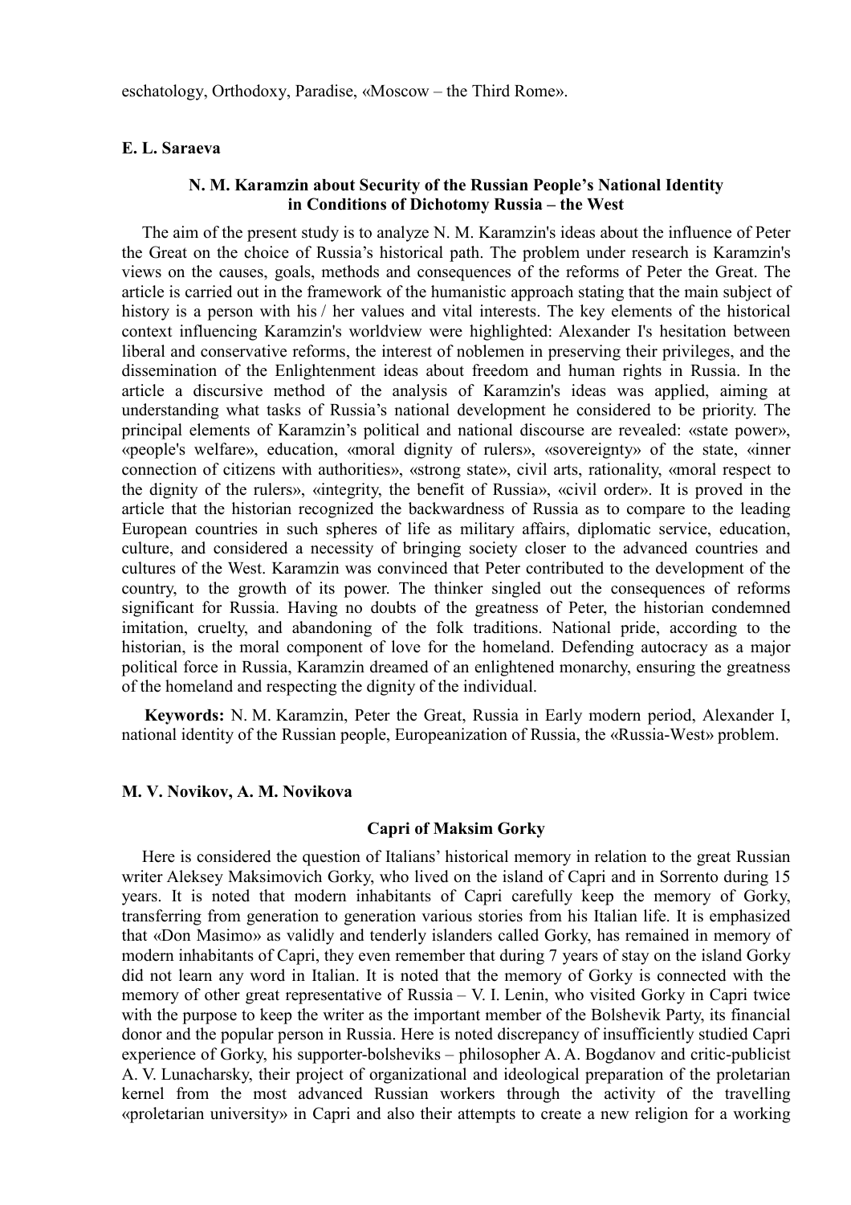eschatology, Orthodoxy, Paradise, «Moscow – the Third Rome».

**E. L. Saraeva**

### N. M. Karamzin about Security of the Russian People's National Identity in Conditions of Dichotomy Russia – the West

The aim of the present study is to analyze N. M. Karamzin's ideas about the influence of Peter the Great on the choice of Russia's historical path. The problem under research is Karamzin's views on the causes, goals, methods and consequences of the reforms of Peter the Great. The article is carried out in the framework of the humanistic approach stating that the main subject of history is a person with his / her values and vital interests. The key elements of the historical context influencing Karamzin's worldview were highlighted: Alexander I's hesitation between liberal and conservative reforms, the interest of noblemen in preserving their privileges, and the dissemination of the Enlightenment ideas about freedom and human rights in Russia. In the article a discursive method of the analysis of Karamzin's ideas was applied, aiming at understanding what tasks of Russia's national development he considered to be priority. The principal elements of Karamzin's political and national discourse are revealed: «state power», «people's welfare», education, «moral dignity of rulers», «sovereignty» of the state, «inner connection of citizens with authorities», «strong state», civil arts, rationality, «moral respect to the dignity of the rulers», «integrity, the benefit of Russia», «civil order». It is proved in the article that the historian recognized the backwardness of Russia as to compare to the leading European countries in such spheres of life as military affairs, diplomatic service, education, culture, and considered a necessity of bringing society closer to the advanced countries and cultures of the West. Karamzin was convinced that Peter contributed to the development of the country, to the growth of its power. The thinker singled out the consequences of reforms significant for Russia. Having no doubts of the greatness of Peter, the historian condemned imitation, cruelty, and abandoning of the folk traditions. National pride, according to the historian, is the moral component of love for the homeland. Defending autocracy as a major political force in Russia, Karamzin dreamed of an enlightened monarchy, ensuring the greatness of the homeland and respecting the dignity of the individual.

**Keywords:** N. M. Karamzin, Peter the Great, Russia in Early modern period, Alexander I, national identity of the Russian people, Europeanization of Russia, the «Russia-West» problem.

**M. V. Novikov, A. M. Novikova**

### Capri of Maksim Gorky

Here is considered the question of Italians' historical memory in relation to the great Russian writer Aleksey Maksimovich Gorky, who lived on the island of Capri and in Sorrento during 15 years. It is noted that modern inhabitants of Capri carefully keep the memory of Gorky, transferring from generation to generation various stories from his Italian life. It is emphasized that «Don Masimo» as validly and tenderly islanders called Gorky, has remained in memory of modern inhabitants of Capri, they even remember that during 7 years of stay on the island Gorky did not learn any word in Italian. It is noted that the memory of Gorky is connected with the memory of other great representative of Russia – V. I. Lenin, who visited Gorky in Capri twice with the purpose to keep the writer as the important member of the Bolshevik Party, its financial donor and the popular person in Russia. Here is noted discrepancy of insufficiently studied Capri experience of Gorky, his supporter-bolsheviks – philosopher A. A. Bogdanov and critic-publicist A. V. Lunacharsky, their project of organizational and ideological preparation of the proletarian kernel from the most advanced Russian workers through the activity of the travelling «proletarian university» in Capri and also their attempts to create a new religion for a working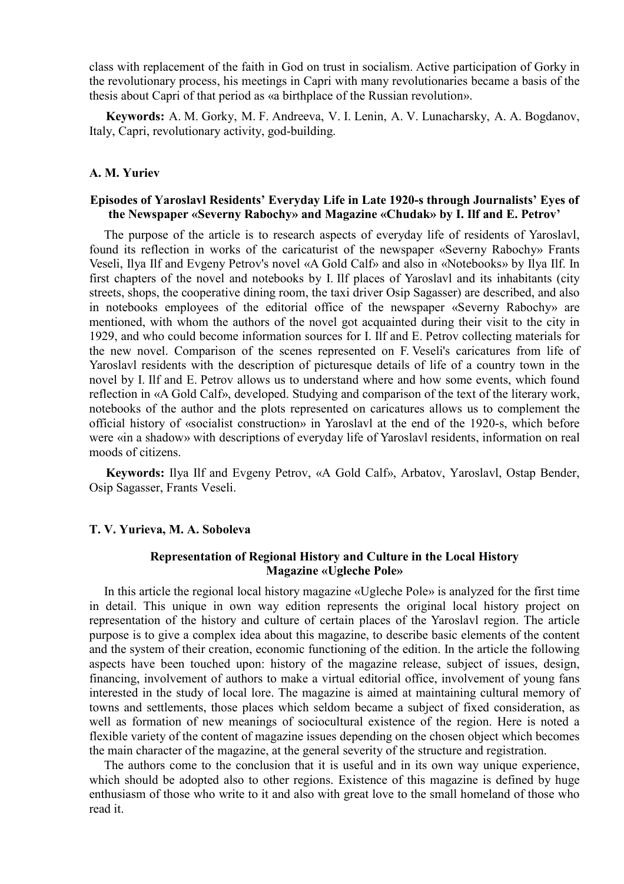class with replacement of the faith in God on trust in socialism. Active participation of Gorky in the revolutionary process, his meetings in Capri with many revolutionaries became a basis of the thesis about Capri of that period as «a birthplace of the Russian revolution».

**Keywords:** A. M. Gorky, M. F. Andreeva, V. I. Lenin, A. V. Lunacharsky, A. A. Bogdanov, Italy, Capri, revolutionary activity, god-building.

**A. M. Yuriev**

### Episodes of Yaroslavl Residents' Everyday Life in Late 1920-s through Journalists' Eyes of the Newspaper «Severny Rabochy» and Magazine «Chudak» by I. Ilf and E. Petrov'

The purpose of the article is to research aspects of everyday life of residents of Yaroslavl, found its reflection in works of the caricaturist of the newspaper «Severny Rabochy» Frants Veseli, Ilya Ilf and Evgeny Petrov's novel «A Gold Calf» and also in «Notebooks» by Ilya Ilf. In first chapters of the novel and notebooks by I. Ilf places of Yaroslavl and its inhabitants (city streets, shops, the cooperative dining room, the taxi driver Osip Sagasser) are described, and also in notebooks employees of the editorial office of the newspaper «Severny Rabochy» are mentioned, with whom the authors of the novel got acquainted during their visit to the city in 1929, and who could become information sources for I. Ilf and E. Petrov collecting materials for the new novel. Comparison of the scenes represented on F. Veseli's caricatures from life of Yaroslavl residents with the description of picturesque details of life of a country town in the novel by I. Ilf and E. Petrov allows us to understand where and how some events, which found reflection in «A Gold Calf», developed. Studying and comparison of the text of the literary work, notebooks of the author and the plots represented on caricatures allows us to complement the official history of «socialist construction» in Yaroslavl at the end of the 1920-s, which before were «in a shadow» with descriptions of everyday life of Yaroslavl residents, information on real moods of citizens.

**Keywords:** Ilya Ilf and Evgeny Petrov, «A Gold Calf», Arbatov, Yaroslavl, Ostap Bender, Osip Sagasser, Frants Veseli.

**T. V. Yurieva, M. A. Soboleva**

### Representation of Regional History and Culture in the Local History Magazine «Ugleche Pole»

In this article the regional local history magazine «Ugleche Pole» is analyzed for the first time in detail. This unique in own way edition represents the original local history project on representation of the history and culture of certain places of the Yaroslavl region. The article purpose is to give a complex idea about this magazine, to describe basic elements of the content and the system of their creation, economic functioning of the edition. In the article the following aspects have been touched upon: history of the magazine release, subject of issues, design, financing, involvement of authors to make a virtual editorial office, involvement of young fans interested in the study of local lore. The magazine is aimed at maintaining cultural memory of towns and settlements, those places which seldom became a subject of fixed consideration, as well as formation of new meanings of sociocultural existence of the region. Here is noted a flexible variety of the content of magazine issues depending on the chosen object which becomes the main character of the magazine, at the general severity of the structure and registration.

The authors come to the conclusion that it is useful and in its own way unique experience, which should be adopted also to other regions. Existence of this magazine is defined by huge enthusiasm of those who write to it and also with great love to the small homeland of those who read it.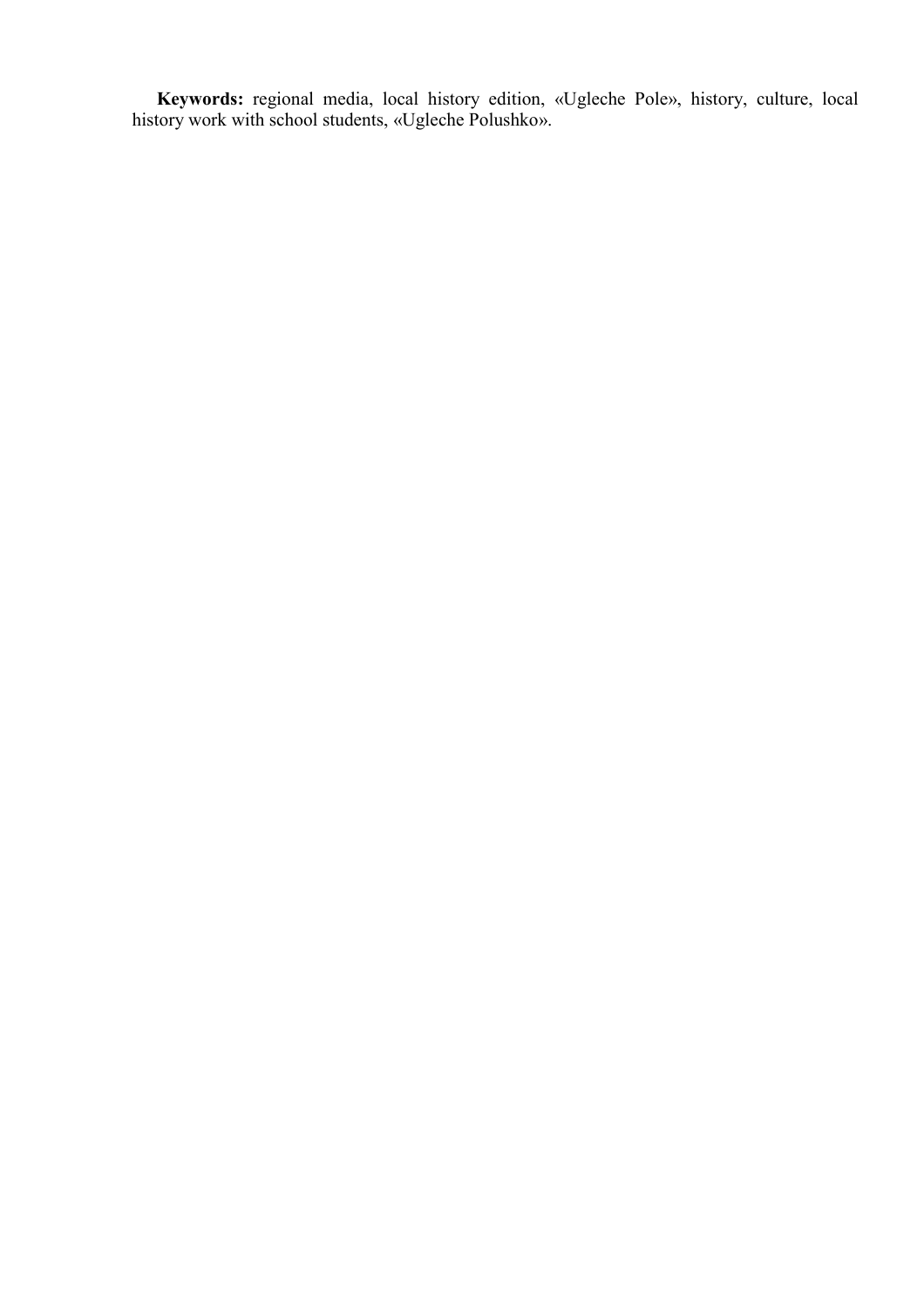**Keywords:** regional media, local history edition, «Ugleche Pole», history, culture, local history work with school students, «Ugleche Polushko».